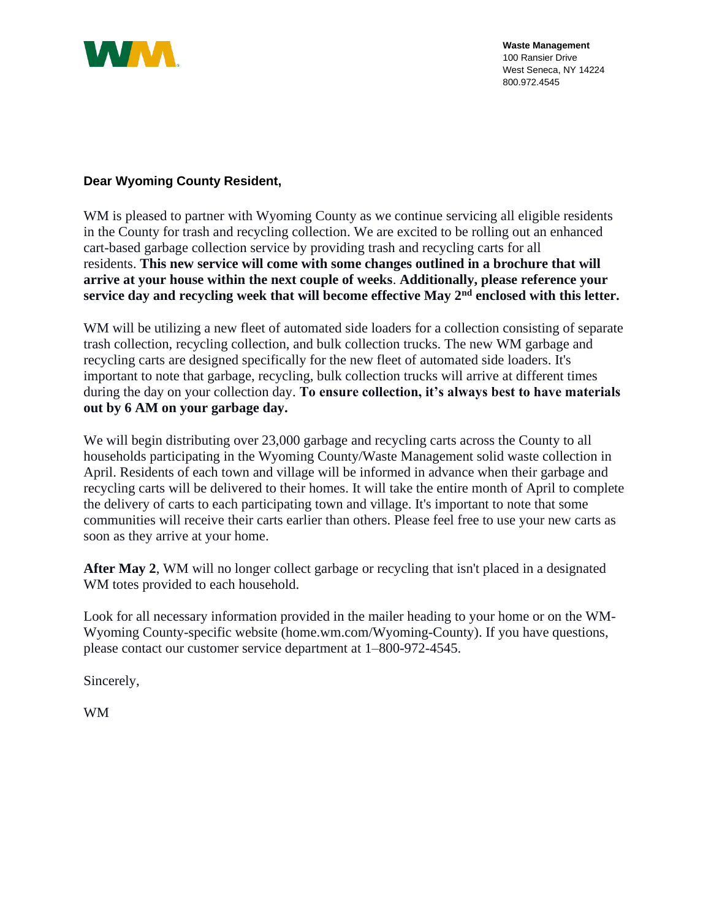**Waste Management**
100 Ransier Drive
West Seneca, NY 14224
800.972.4545

**Dear Wyoming County Resident,**

WM is pleased to partner with Wyoming County as we continue servicing all eligible residents in the County for trash and recycling collection. We are excited to be rolling out an enhanced cart-based garbage collection service by providing trash and recycling carts for all residents. **This new service will come with some changes outlined in a brochure that will arrive at your house within the next couple of weeks**. **Additionally, please reference your service day and recycling week that will become effective May 2nd enclosed with this letter.**

WM will be utilizing a new fleet of automated side loaders for a collection consisting of separate trash collection, recycling collection, and bulk collection trucks. The new WM garbage and recycling carts are designed specifically for the new fleet of automated side loaders. It's important to note that garbage, recycling, bulk collection trucks will arrive at different times during the day on your collection day. **To ensure collection, it's always best to have materials out by 6 AM on your garbage day.**

We will begin distributing over 23,000 garbage and recycling carts across the County to all households participating in the Wyoming County/Waste Management solid waste collection in April. Residents of each town and village will be informed in advance when their garbage and recycling carts will be delivered to their homes. It will take the entire month of April to complete the delivery of carts to each participating town and village. It's important to note that some communities will receive their carts earlier than others. Please feel free to use your new carts as soon as they arrive at your home.

**After May 2**, WM will no longer collect garbage or recycling that isn't placed in a designated WM totes provided to each household.

Look for all necessary information provided in the mailer heading to your home or on the WM-Wyoming County-specific website (home.wm.com/Wyoming-County). If you have questions, please contact our customer service department at 1–800-972-4545.

Sincerely,

WM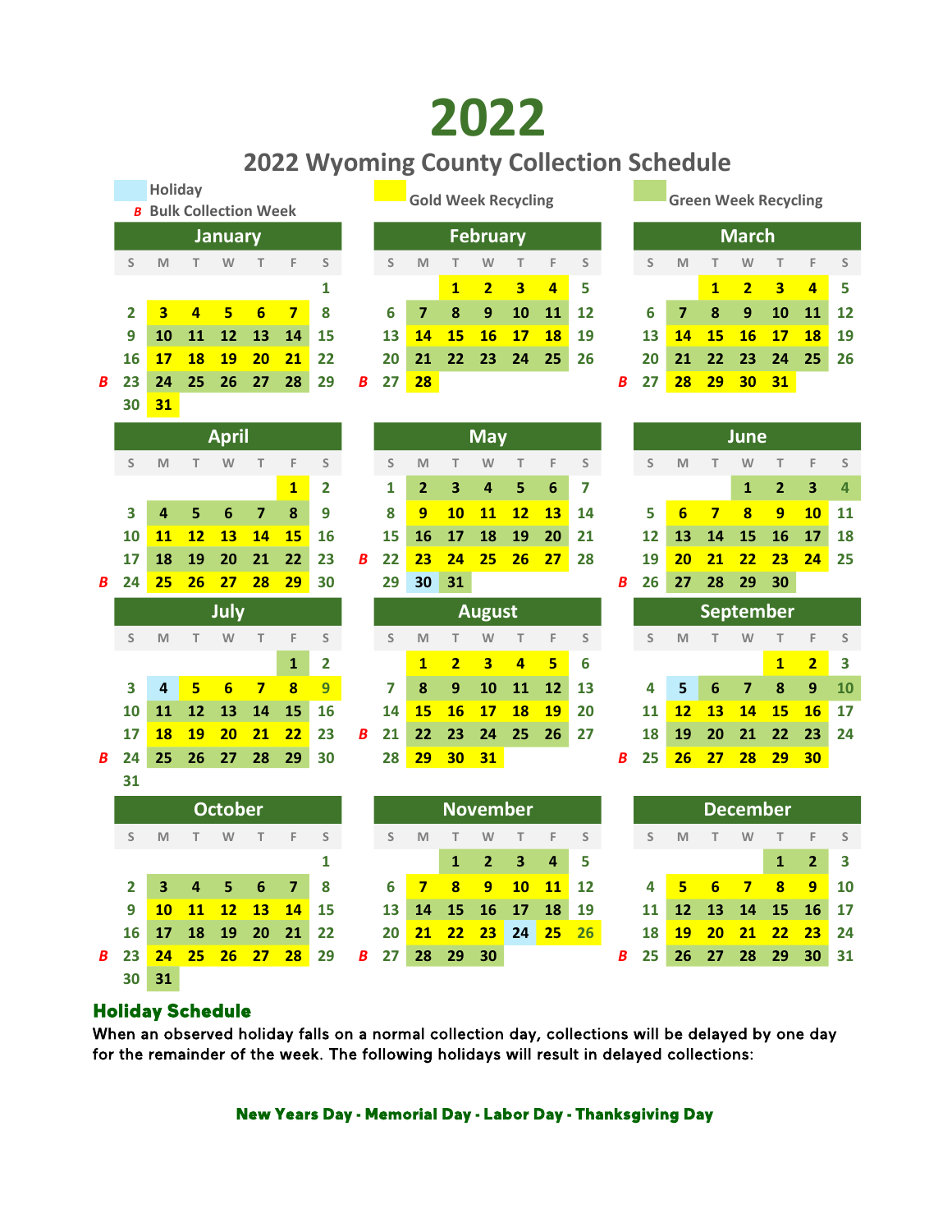# 2022

## 2022 Wyoming County Collection Schedule

Holiday
*B* Bulk Collection Week

Gold Week Recycling

Green Week Recycling

### January

| | S | M | T | W | T | F | S |
|---|---|---|---|---|---|---|---|
| | | | | | | | 1 |
| | 2 | 3 | 4 | 5 | 6 | 7 | 8 |
| | 9 | 10 | 11 | 12 | 13 | 14 | 15 |
| | 16 | 17 | 18 | 19 | 20 | 21 | 22 |
| B | 23 | 24 | 25 | 26 | 27 | 28 | 29 |
| | 30 | 31 | | | | | |

### February

| | S | M | T | W | T | F | S |
|---|---|---|---|---|---|---|---|
| | | | 1 | 2 | 3 | 4 | 5 |
| | 6 | 7 | 8 | 9 | 10 | 11 | 12 |
| | 13 | 14 | 15 | 16 | 17 | 18 | 19 |
| | 20 | 21 | 22 | 23 | 24 | 25 | 26 |
| B | 27 | 28 | | | | | |

### March

| | S | M | T | W | T | F | S |
|---|---|---|---|---|---|---|---|
| | | | 1 | 2 | 3 | 4 | 5 |
| | 6 | 7 | 8 | 9 | 10 | 11 | 12 |
| | 13 | 14 | 15 | 16 | 17 | 18 | 19 |
| | 20 | 21 | 22 | 23 | 24 | 25 | 26 |
| B | 27 | 28 | 29 | 30 | 31 | | |

### April

| | S | M | T | W | T | F | S |
|---|---|---|---|---|---|---|---|
| | | | | | | 1 | 2 |
| | 3 | 4 | 5 | 6 | 7 | 8 | 9 |
| | 10 | 11 | 12 | 13 | 14 | 15 | 16 |
| | 17 | 18 | 19 | 20 | 21 | 22 | 23 |
| B | 24 | 25 | 26 | 27 | 28 | 29 | 30 |

### May

| | S | M | T | W | T | F | S |
|---|---|---|---|---|---|---|---|
| | 1 | 2 | 3 | 4 | 5 | 6 | 7 |
| | 8 | 9 | 10 | 11 | 12 | 13 | 14 |
| | 15 | 16 | 17 | 18 | 19 | 20 | 21 |
| B | 22 | 23 | 24 | 25 | 26 | 27 | 28 |
| | 29 | 30 | 31 | | | | |

### June

| | S | M | T | W | T | F | S |
|---|---|---|---|---|---|---|---|
| | | | | 1 | 2 | 3 | 4 |
| | 5 | 6 | 7 | 8 | 9 | 10 | 11 |
| | 12 | 13 | 14 | 15 | 16 | 17 | 18 |
| | 19 | 20 | 21 | 22 | 23 | 24 | 25 |
| B | 26 | 27 | 28 | 29 | 30 | | |

### July

| | S | M | T | W | T | F | S |
|---|---|---|---|---|---|---|---|
| | | | | | | 1 | 2 |
| | 3 | 4 | 5 | 6 | 7 | 8 | 9 |
| | 10 | 11 | 12 | 13 | 14 | 15 | 16 |
| | 17 | 18 | 19 | 20 | 21 | 22 | 23 |
| B | 24 | 25 | 26 | 27 | 28 | 29 | 30 |
| | 31 | | | | | | |

### August

| | S | M | T | W | T | F | S |
|---|---|---|---|---|---|---|---|
| | | 1 | 2 | 3 | 4 | 5 | 6 |
| | 7 | 8 | 9 | 10 | 11 | 12 | 13 |
| | 14 | 15 | 16 | 17 | 18 | 19 | 20 |
| B | 21 | 22 | 23 | 24 | 25 | 26 | 27 |
| | 28 | 29 | 30 | 31 | | | |

### September

| | S | M | T | W | T | F | S |
|---|---|---|---|---|---|---|---|
| | | | | | 1 | 2 | 3 |
| | 4 | 5 | 6 | 7 | 8 | 9 | 10 |
| | 11 | 12 | 13 | 14 | 15 | 16 | 17 |
| | 18 | 19 | 20 | 21 | 22 | 23 | 24 |
| B | 25 | 26 | 27 | 28 | 29 | 30 | |

### October

| | S | M | T | W | T | F | S |
|---|---|---|---|---|---|---|---|
| | | | | | | | 1 |
| | 2 | 3 | 4 | 5 | 6 | 7 | 8 |
| | 9 | 10 | 11 | 12 | 13 | 14 | 15 |
| | 16 | 17 | 18 | 19 | 20 | 21 | 22 |
| B | 23 | 24 | 25 | 26 | 27 | 28 | 29 |
| | 30 | 31 | | | | | |

### November

| | S | M | T | W | T | F | S |
|---|---|---|---|---|---|---|---|
| | | | 1 | 2 | 3 | 4 | 5 |
| | 6 | 7 | 8 | 9 | 10 | 11 | 12 |
| | 13 | 14 | 15 | 16 | 17 | 18 | 19 |
| | 20 | 21 | 22 | 23 | 24 | 25 | 26 |
| B | 27 | 28 | 29 | 30 | | | |

### December

| | S | M | T | W | T | F | S |
|---|---|---|---|---|---|---|---|
| | | | | | 1 | 2 | 3 |
| | 4 | 5 | 6 | 7 | 8 | 9 | 10 |
| | 11 | 12 | 13 | 14 | 15 | 16 | 17 |
| | 18 | 19 | 20 | 21 | 22 | 23 | 24 |
| B | 25 | 26 | 27 | 28 | 29 | 30 | 31 |

### Holiday Schedule

When an observed holiday falls on a normal collection day, collections will be delayed by one day for the remainder of the week. The following holidays will result in delayed collections:

**New Years Day - Memorial Day - Labor Day - Thanksgiving Day**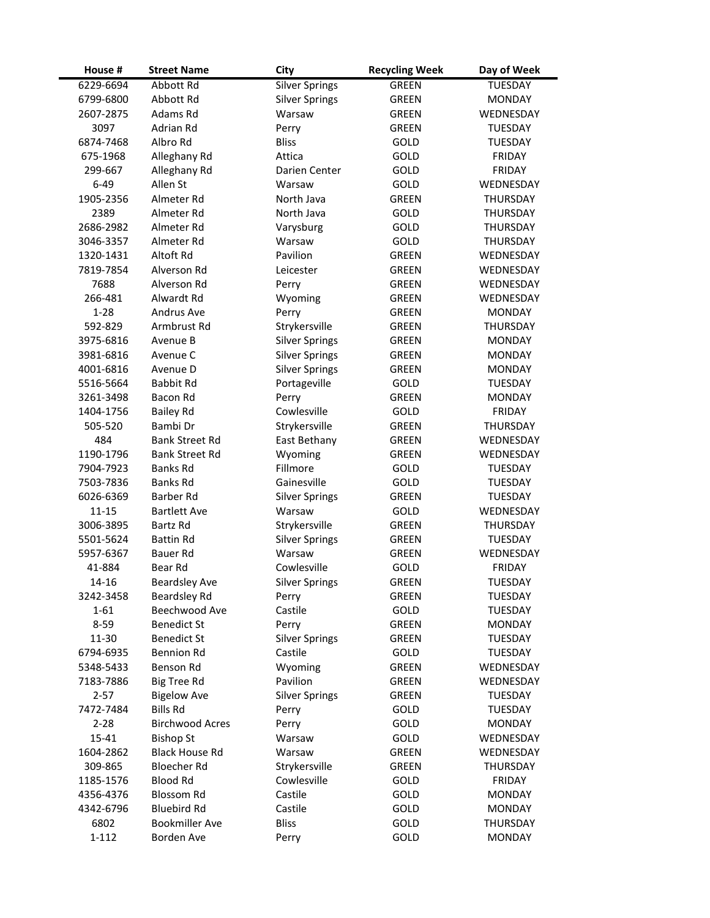| House # | Street Name | City | Recycling Week | Day of Week |
|---|---|---|---|---|
| 6229-6694 | Abbott Rd | Silver Springs | GREEN | TUESDAY |
| 6799-6800 | Abbott Rd | Silver Springs | GREEN | MONDAY |
| 2607-2875 | Adams Rd | Warsaw | GREEN | WEDNESDAY |
| 3097 | Adrian Rd | Perry | GREEN | TUESDAY |
| 6874-7468 | Albro Rd | Bliss | GOLD | TUESDAY |
| 675-1968 | Alleghany Rd | Attica | GOLD | FRIDAY |
| 299-667 | Alleghany Rd | Darien Center | GOLD | FRIDAY |
| 6-49 | Allen St | Warsaw | GOLD | WEDNESDAY |
| 1905-2356 | Almeter Rd | North Java | GREEN | THURSDAY |
| 2389 | Almeter Rd | North Java | GOLD | THURSDAY |
| 2686-2982 | Almeter Rd | Varysburg | GOLD | THURSDAY |
| 3046-3357 | Almeter Rd | Warsaw | GOLD | THURSDAY |
| 1320-1431 | Altoft Rd | Pavilion | GREEN | WEDNESDAY |
| 7819-7854 | Alverson Rd | Leicester | GREEN | WEDNESDAY |
| 7688 | Alverson Rd | Perry | GREEN | WEDNESDAY |
| 266-481 | Alwardt Rd | Wyoming | GREEN | WEDNESDAY |
| 1-28 | Andrus Ave | Perry | GREEN | MONDAY |
| 592-829 | Armbrust Rd | Strykersville | GREEN | THURSDAY |
| 3975-6816 | Avenue B | Silver Springs | GREEN | MONDAY |
| 3981-6816 | Avenue C | Silver Springs | GREEN | MONDAY |
| 4001-6816 | Avenue D | Silver Springs | GREEN | MONDAY |
| 5516-5664 | Babbit Rd | Portageville | GOLD | TUESDAY |
| 3261-3498 | Bacon Rd | Perry | GREEN | MONDAY |
| 1404-1756 | Bailey Rd | Cowlesville | GOLD | FRIDAY |
| 505-520 | Bambi Dr | Strykersville | GREEN | THURSDAY |
| 484 | Bank Street Rd | East Bethany | GREEN | WEDNESDAY |
| 1190-1796 | Bank Street Rd | Wyoming | GREEN | WEDNESDAY |
| 7904-7923 | Banks Rd | Fillmore | GOLD | TUESDAY |
| 7503-7836 | Banks Rd | Gainesville | GOLD | TUESDAY |
| 6026-6369 | Barber Rd | Silver Springs | GREEN | TUESDAY |
| 11-15 | Bartlett Ave | Warsaw | GOLD | WEDNESDAY |
| 3006-3895 | Bartz Rd | Strykersville | GREEN | THURSDAY |
| 5501-5624 | Battin Rd | Silver Springs | GREEN | TUESDAY |
| 5957-6367 | Bauer Rd | Warsaw | GREEN | WEDNESDAY |
| 41-884 | Bear Rd | Cowlesville | GOLD | FRIDAY |
| 14-16 | Beardsley Ave | Silver Springs | GREEN | TUESDAY |
| 3242-3458 | Beardsley Rd | Perry | GREEN | TUESDAY |
| 1-61 | Beechwood Ave | Castile | GOLD | TUESDAY |
| 8-59 | Benedict St | Perry | GREEN | MONDAY |
| 11-30 | Benedict St | Silver Springs | GREEN | TUESDAY |
| 6794-6935 | Bennion Rd | Castile | GOLD | TUESDAY |
| 5348-5433 | Benson Rd | Wyoming | GREEN | WEDNESDAY |
| 7183-7886 | Big Tree Rd | Pavilion | GREEN | WEDNESDAY |
| 2-57 | Bigelow Ave | Silver Springs | GREEN | TUESDAY |
| 7472-7484 | Bills Rd | Perry | GOLD | TUESDAY |
| 2-28 | Birchwood Acres | Perry | GOLD | MONDAY |
| 15-41 | Bishop St | Warsaw | GOLD | WEDNESDAY |
| 1604-2862 | Black House Rd | Warsaw | GREEN | WEDNESDAY |
| 309-865 | Bloecher Rd | Strykersville | GREEN | THURSDAY |
| 1185-1576 | Blood Rd | Cowlesville | GOLD | FRIDAY |
| 4356-4376 | Blossom Rd | Castile | GOLD | MONDAY |
| 4342-6796 | Bluebird Rd | Castile | GOLD | MONDAY |
| 6802 | Bookmiller Ave | Bliss | GOLD | THURSDAY |
| 1-112 | Borden Ave | Perry | GOLD | MONDAY |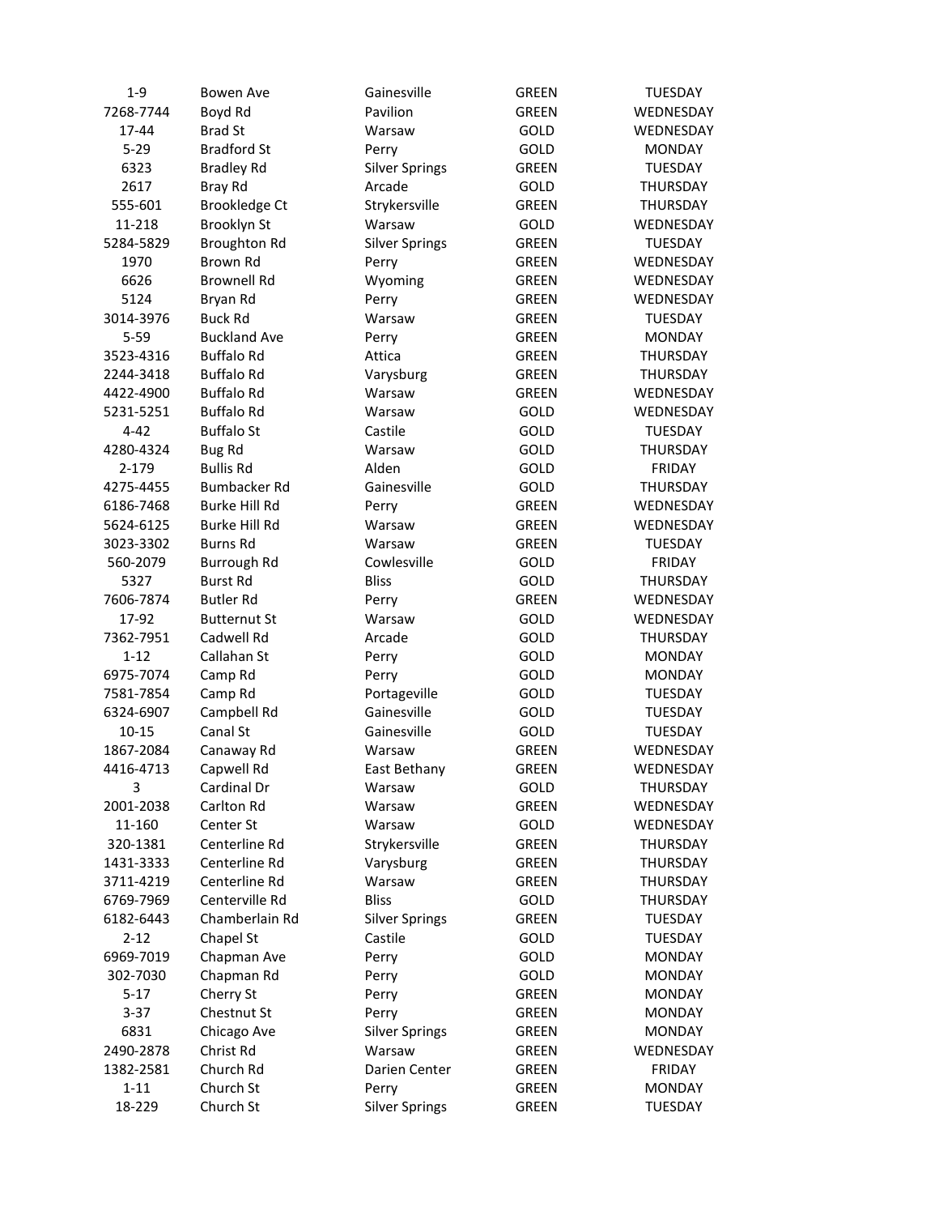| | | | | |
|---|---|---|---|---|
| 1-9 | Bowen Ave | Gainesville | GREEN | TUESDAY |
| 7268-7744 | Boyd Rd | Pavilion | GREEN | WEDNESDAY |
| 17-44 | Brad St | Warsaw | GOLD | WEDNESDAY |
| 5-29 | Bradford St | Perry | GOLD | MONDAY |
| 6323 | Bradley Rd | Silver Springs | GREEN | TUESDAY |
| 2617 | Bray Rd | Arcade | GOLD | THURSDAY |
| 555-601 | Brookledge Ct | Strykersville | GREEN | THURSDAY |
| 11-218 | Brooklyn St | Warsaw | GOLD | WEDNESDAY |
| 5284-5829 | Broughton Rd | Silver Springs | GREEN | TUESDAY |
| 1970 | Brown Rd | Perry | GREEN | WEDNESDAY |
| 6626 | Brownell Rd | Wyoming | GREEN | WEDNESDAY |
| 5124 | Bryan Rd | Perry | GREEN | WEDNESDAY |
| 3014-3976 | Buck Rd | Warsaw | GREEN | TUESDAY |
| 5-59 | Buckland Ave | Perry | GREEN | MONDAY |
| 3523-4316 | Buffalo Rd | Attica | GREEN | THURSDAY |
| 2244-3418 | Buffalo Rd | Varysburg | GREEN | THURSDAY |
| 4422-4900 | Buffalo Rd | Warsaw | GREEN | WEDNESDAY |
| 5231-5251 | Buffalo Rd | Warsaw | GOLD | WEDNESDAY |
| 4-42 | Buffalo St | Castile | GOLD | TUESDAY |
| 4280-4324 | Bug Rd | Warsaw | GOLD | THURSDAY |
| 2-179 | Bullis Rd | Alden | GOLD | FRIDAY |
| 4275-4455 | Bumbacker Rd | Gainesville | GOLD | THURSDAY |
| 6186-7468 | Burke Hill Rd | Perry | GREEN | WEDNESDAY |
| 5624-6125 | Burke Hill Rd | Warsaw | GREEN | WEDNESDAY |
| 3023-3302 | Burns Rd | Warsaw | GREEN | TUESDAY |
| 560-2079 | Burrough Rd | Cowlesville | GOLD | FRIDAY |
| 5327 | Burst Rd | Bliss | GOLD | THURSDAY |
| 7606-7874 | Butler Rd | Perry | GREEN | WEDNESDAY |
| 17-92 | Butternut St | Warsaw | GOLD | WEDNESDAY |
| 7362-7951 | Cadwell Rd | Arcade | GOLD | THURSDAY |
| 1-12 | Callahan St | Perry | GOLD | MONDAY |
| 6975-7074 | Camp Rd | Perry | GOLD | MONDAY |
| 7581-7854 | Camp Rd | Portageville | GOLD | TUESDAY |
| 6324-6907 | Campbell Rd | Gainesville | GOLD | TUESDAY |
| 10-15 | Canal St | Gainesville | GOLD | TUESDAY |
| 1867-2084 | Canaway Rd | Warsaw | GREEN | WEDNESDAY |
| 4416-4713 | Capwell Rd | East Bethany | GREEN | WEDNESDAY |
| 3 | Cardinal Dr | Warsaw | GOLD | THURSDAY |
| 2001-2038 | Carlton Rd | Warsaw | GREEN | WEDNESDAY |
| 11-160 | Center St | Warsaw | GOLD | WEDNESDAY |
| 320-1381 | Centerline Rd | Strykersville | GREEN | THURSDAY |
| 1431-3333 | Centerline Rd | Varysburg | GREEN | THURSDAY |
| 3711-4219 | Centerline Rd | Warsaw | GREEN | THURSDAY |
| 6769-7969 | Centerville Rd | Bliss | GOLD | THURSDAY |
| 6182-6443 | Chamberlain Rd | Silver Springs | GREEN | TUESDAY |
| 2-12 | Chapel St | Castile | GOLD | TUESDAY |
| 6969-7019 | Chapman Ave | Perry | GOLD | MONDAY |
| 302-7030 | Chapman Rd | Perry | GOLD | MONDAY |
| 5-17 | Cherry St | Perry | GREEN | MONDAY |
| 3-37 | Chestnut St | Perry | GREEN | MONDAY |
| 6831 | Chicago Ave | Silver Springs | GREEN | MONDAY |
| 2490-2878 | Christ Rd | Warsaw | GREEN | WEDNESDAY |
| 1382-2581 | Church Rd | Darien Center | GREEN | FRIDAY |
| 1-11 | Church St | Perry | GREEN | MONDAY |
| 18-229 | Church St | Silver Springs | GREEN | TUESDAY |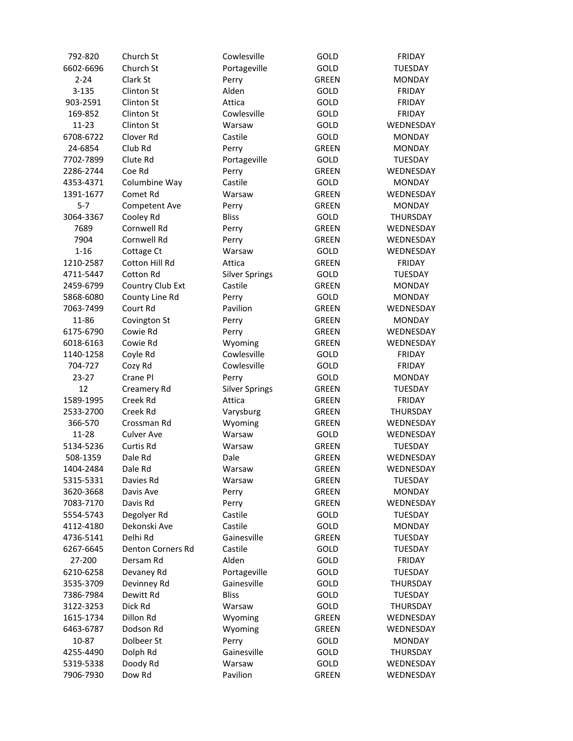| | | | | |
|---|---|---|---|---|
| 792-820 | Church St | Cowlesville | GOLD | FRIDAY |
| 6602-6696 | Church St | Portageville | GOLD | TUESDAY |
| 2-24 | Clark St | Perry | GREEN | MONDAY |
| 3-135 | Clinton St | Alden | GOLD | FRIDAY |
| 903-2591 | Clinton St | Attica | GOLD | FRIDAY |
| 169-852 | Clinton St | Cowlesville | GOLD | FRIDAY |
| 11-23 | Clinton St | Warsaw | GOLD | WEDNESDAY |
| 6708-6722 | Clover Rd | Castile | GOLD | MONDAY |
| 24-6854 | Club Rd | Perry | GREEN | MONDAY |
| 7702-7899 | Clute Rd | Portageville | GOLD | TUESDAY |
| 2286-2744 | Coe Rd | Perry | GREEN | WEDNESDAY |
| 4353-4371 | Columbine Way | Castile | GOLD | MONDAY |
| 1391-1677 | Comet Rd | Warsaw | GREEN | WEDNESDAY |
| 5-7 | Competent Ave | Perry | GREEN | MONDAY |
| 3064-3367 | Cooley Rd | Bliss | GOLD | THURSDAY |
| 7689 | Cornwell Rd | Perry | GREEN | WEDNESDAY |
| 7904 | Cornwell Rd | Perry | GREEN | WEDNESDAY |
| 1-16 | Cottage Ct | Warsaw | GOLD | WEDNESDAY |
| 1210-2587 | Cotton Hill Rd | Attica | GREEN | FRIDAY |
| 4711-5447 | Cotton Rd | Silver Springs | GOLD | TUESDAY |
| 2459-6799 | Country Club Ext | Castile | GREEN | MONDAY |
| 5868-6080 | County Line Rd | Perry | GOLD | MONDAY |
| 7063-7499 | Court Rd | Pavilion | GREEN | WEDNESDAY |
| 11-86 | Covington St | Perry | GREEN | MONDAY |
| 6175-6790 | Cowie Rd | Perry | GREEN | WEDNESDAY |
| 6018-6163 | Cowie Rd | Wyoming | GREEN | WEDNESDAY |
| 1140-1258 | Coyle Rd | Cowlesville | GOLD | FRIDAY |
| 704-727 | Cozy Rd | Cowlesville | GOLD | FRIDAY |
| 23-27 | Crane Pl | Perry | GOLD | MONDAY |
| 12 | Creamery Rd | Silver Springs | GREEN | TUESDAY |
| 1589-1995 | Creek Rd | Attica | GREEN | FRIDAY |
| 2533-2700 | Creek Rd | Varysburg | GREEN | THURSDAY |
| 366-570 | Crossman Rd | Wyoming | GREEN | WEDNESDAY |
| 11-28 | Culver Ave | Warsaw | GOLD | WEDNESDAY |
| 5134-5236 | Curtis Rd | Warsaw | GREEN | TUESDAY |
| 508-1359 | Dale Rd | Dale | GREEN | WEDNESDAY |
| 1404-2484 | Dale Rd | Warsaw | GREEN | WEDNESDAY |
| 5315-5331 | Davies Rd | Warsaw | GREEN | TUESDAY |
| 3620-3668 | Davis Ave | Perry | GREEN | MONDAY |
| 7083-7170 | Davis Rd | Perry | GREEN | WEDNESDAY |
| 5554-5743 | Degolyer Rd | Castile | GOLD | TUESDAY |
| 4112-4180 | Dekonski Ave | Castile | GOLD | MONDAY |
| 4736-5141 | Delhi Rd | Gainesville | GREEN | TUESDAY |
| 6267-6645 | Denton Corners Rd | Castile | GOLD | TUESDAY |
| 27-200 | Dersam Rd | Alden | GOLD | FRIDAY |
| 6210-6258 | Devaney Rd | Portageville | GOLD | TUESDAY |
| 3535-3709 | Devinney Rd | Gainesville | GOLD | THURSDAY |
| 7386-7984 | Dewitt Rd | Bliss | GOLD | TUESDAY |
| 3122-3253 | Dick Rd | Warsaw | GOLD | THURSDAY |
| 1615-1734 | Dillon Rd | Wyoming | GREEN | WEDNESDAY |
| 6463-6787 | Dodson Rd | Wyoming | GREEN | WEDNESDAY |
| 10-87 | Dolbeer St | Perry | GOLD | MONDAY |
| 4255-4490 | Dolph Rd | Gainesville | GOLD | THURSDAY |
| 5319-5338 | Doody Rd | Warsaw | GOLD | WEDNESDAY |
| 7906-7930 | Dow Rd | Pavilion | GREEN | WEDNESDAY |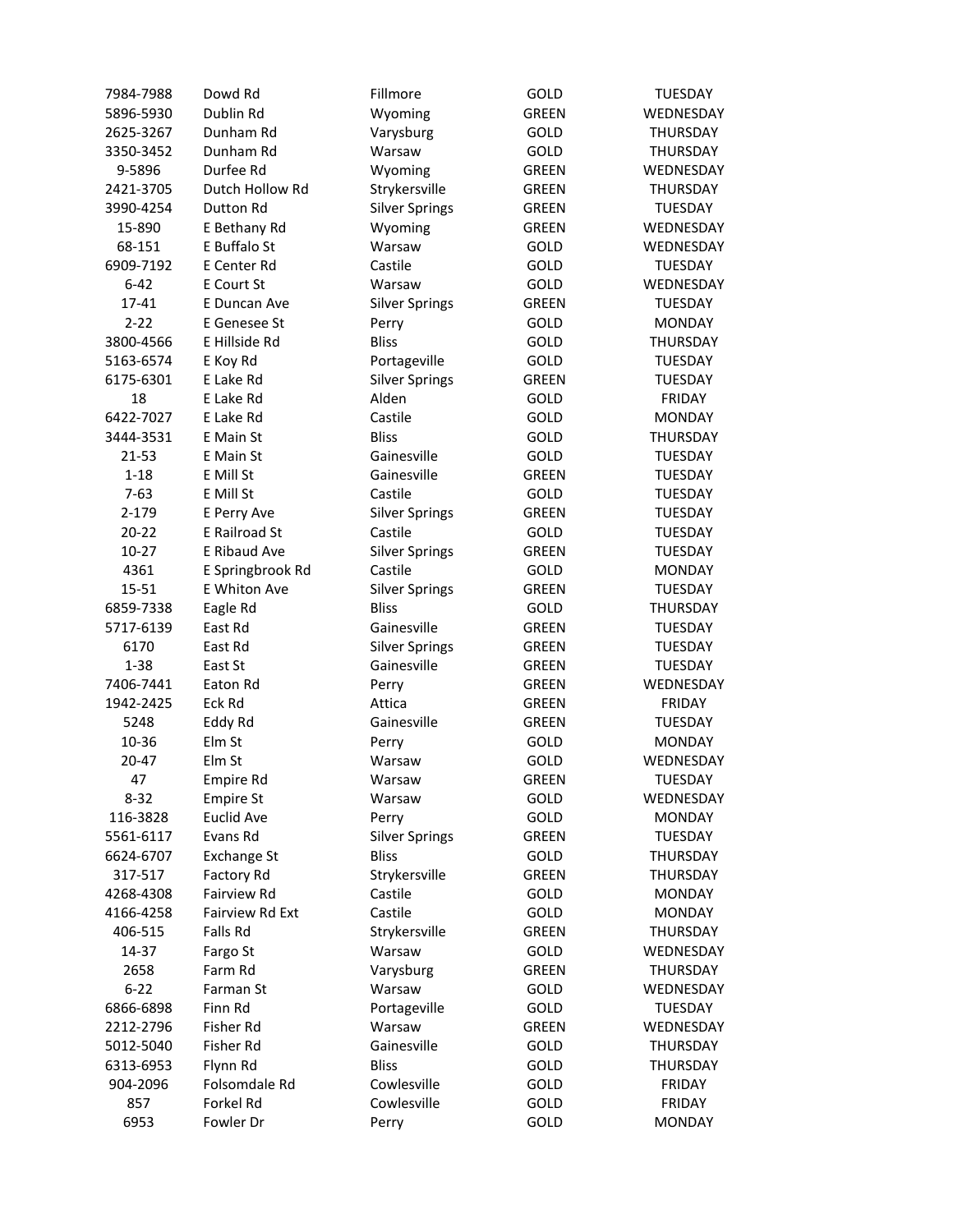| | | | | |
|---|---|---|---|---|
| 7984-7988 | Dowd Rd | Fillmore | GOLD | TUESDAY |
| 5896-5930 | Dublin Rd | Wyoming | GREEN | WEDNESDAY |
| 2625-3267 | Dunham Rd | Varysburg | GOLD | THURSDAY |
| 3350-3452 | Dunham Rd | Warsaw | GOLD | THURSDAY |
| 9-5896 | Durfee Rd | Wyoming | GREEN | WEDNESDAY |
| 2421-3705 | Dutch Hollow Rd | Strykersville | GREEN | THURSDAY |
| 3990-4254 | Dutton Rd | Silver Springs | GREEN | TUESDAY |
| 15-890 | E Bethany Rd | Wyoming | GREEN | WEDNESDAY |
| 68-151 | E Buffalo St | Warsaw | GOLD | WEDNESDAY |
| 6909-7192 | E Center Rd | Castile | GOLD | TUESDAY |
| 6-42 | E Court St | Warsaw | GOLD | WEDNESDAY |
| 17-41 | E Duncan Ave | Silver Springs | GREEN | TUESDAY |
| 2-22 | E Genesee St | Perry | GOLD | MONDAY |
| 3800-4566 | E Hillside Rd | Bliss | GOLD | THURSDAY |
| 5163-6574 | E Koy Rd | Portageville | GOLD | TUESDAY |
| 6175-6301 | E Lake Rd | Silver Springs | GREEN | TUESDAY |
| 18 | E Lake Rd | Alden | GOLD | FRIDAY |
| 6422-7027 | E Lake Rd | Castile | GOLD | MONDAY |
| 3444-3531 | E Main St | Bliss | GOLD | THURSDAY |
| 21-53 | E Main St | Gainesville | GOLD | TUESDAY |
| 1-18 | E Mill St | Gainesville | GREEN | TUESDAY |
| 7-63 | E Mill St | Castile | GOLD | TUESDAY |
| 2-179 | E Perry Ave | Silver Springs | GREEN | TUESDAY |
| 20-22 | E Railroad St | Castile | GOLD | TUESDAY |
| 10-27 | E Ribaud Ave | Silver Springs | GREEN | TUESDAY |
| 4361 | E Springbrook Rd | Castile | GOLD | MONDAY |
| 15-51 | E Whiton Ave | Silver Springs | GREEN | TUESDAY |
| 6859-7338 | Eagle Rd | Bliss | GOLD | THURSDAY |
| 5717-6139 | East Rd | Gainesville | GREEN | TUESDAY |
| 6170 | East Rd | Silver Springs | GREEN | TUESDAY |
| 1-38 | East St | Gainesville | GREEN | TUESDAY |
| 7406-7441 | Eaton Rd | Perry | GREEN | WEDNESDAY |
| 1942-2425 | Eck Rd | Attica | GREEN | FRIDAY |
| 5248 | Eddy Rd | Gainesville | GREEN | TUESDAY |
| 10-36 | Elm St | Perry | GOLD | MONDAY |
| 20-47 | Elm St | Warsaw | GOLD | WEDNESDAY |
| 47 | Empire Rd | Warsaw | GREEN | TUESDAY |
| 8-32 | Empire St | Warsaw | GOLD | WEDNESDAY |
| 116-3828 | Euclid Ave | Perry | GOLD | MONDAY |
| 5561-6117 | Evans Rd | Silver Springs | GREEN | TUESDAY |
| 6624-6707 | Exchange St | Bliss | GOLD | THURSDAY |
| 317-517 | Factory Rd | Strykersville | GREEN | THURSDAY |
| 4268-4308 | Fairview Rd | Castile | GOLD | MONDAY |
| 4166-4258 | Fairview Rd Ext | Castile | GOLD | MONDAY |
| 406-515 | Falls Rd | Strykersville | GREEN | THURSDAY |
| 14-37 | Fargo St | Warsaw | GOLD | WEDNESDAY |
| 2658 | Farm Rd | Varysburg | GREEN | THURSDAY |
| 6-22 | Farman St | Warsaw | GOLD | WEDNESDAY |
| 6866-6898 | Finn Rd | Portageville | GOLD | TUESDAY |
| 2212-2796 | Fisher Rd | Warsaw | GREEN | WEDNESDAY |
| 5012-5040 | Fisher Rd | Gainesville | GOLD | THURSDAY |
| 6313-6953 | Flynn Rd | Bliss | GOLD | THURSDAY |
| 904-2096 | Folsomdale Rd | Cowlesville | GOLD | FRIDAY |
| 857 | Forkel Rd | Cowlesville | GOLD | FRIDAY |
| 6953 | Fowler Dr | Perry | GOLD | MONDAY |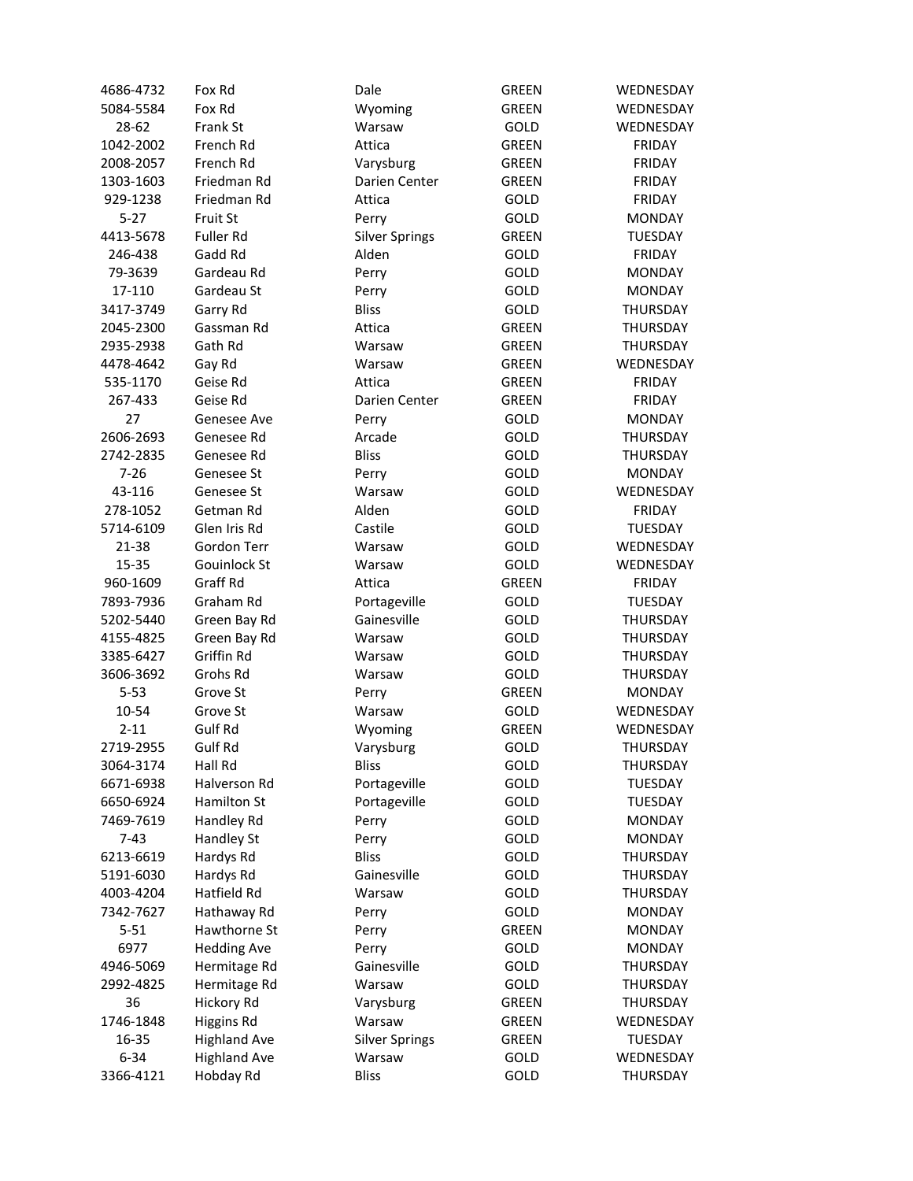| 4686-4732 | Fox Rd | Dale | GREEN | WEDNESDAY |
|---|---|---|---|---|
| 5084-5584 | Fox Rd | Wyoming | GREEN | WEDNESDAY |
| 28-62 | Frank St | Warsaw | GOLD | WEDNESDAY |
| 1042-2002 | French Rd | Attica | GREEN | FRIDAY |
| 2008-2057 | French Rd | Varysburg | GREEN | FRIDAY |
| 1303-1603 | Friedman Rd | Darien Center | GREEN | FRIDAY |
| 929-1238 | Friedman Rd | Attica | GOLD | FRIDAY |
| 5-27 | Fruit St | Perry | GOLD | MONDAY |
| 4413-5678 | Fuller Rd | Silver Springs | GREEN | TUESDAY |
| 246-438 | Gadd Rd | Alden | GOLD | FRIDAY |
| 79-3639 | Gardeau Rd | Perry | GOLD | MONDAY |
| 17-110 | Gardeau St | Perry | GOLD | MONDAY |
| 3417-3749 | Garry Rd | Bliss | GOLD | THURSDAY |
| 2045-2300 | Gassman Rd | Attica | GREEN | THURSDAY |
| 2935-2938 | Gath Rd | Warsaw | GREEN | THURSDAY |
| 4478-4642 | Gay Rd | Warsaw | GREEN | WEDNESDAY |
| 535-1170 | Geise Rd | Attica | GREEN | FRIDAY |
| 267-433 | Geise Rd | Darien Center | GREEN | FRIDAY |
| 27 | Genesee Ave | Perry | GOLD | MONDAY |
| 2606-2693 | Genesee Rd | Arcade | GOLD | THURSDAY |
| 2742-2835 | Genesee Rd | Bliss | GOLD | THURSDAY |
| 7-26 | Genesee St | Perry | GOLD | MONDAY |
| 43-116 | Genesee St | Warsaw | GOLD | WEDNESDAY |
| 278-1052 | Getman Rd | Alden | GOLD | FRIDAY |
| 5714-6109 | Glen Iris Rd | Castile | GOLD | TUESDAY |
| 21-38 | Gordon Terr | Warsaw | GOLD | WEDNESDAY |
| 15-35 | Gouinlock St | Warsaw | GOLD | WEDNESDAY |
| 960-1609 | Graff Rd | Attica | GREEN | FRIDAY |
| 7893-7936 | Graham Rd | Portageville | GOLD | TUESDAY |
| 5202-5440 | Green Bay Rd | Gainesville | GOLD | THURSDAY |
| 4155-4825 | Green Bay Rd | Warsaw | GOLD | THURSDAY |
| 3385-6427 | Griffin Rd | Warsaw | GOLD | THURSDAY |
| 3606-3692 | Grohs Rd | Warsaw | GOLD | THURSDAY |
| 5-53 | Grove St | Perry | GREEN | MONDAY |
| 10-54 | Grove St | Warsaw | GOLD | WEDNESDAY |
| 2-11 | Gulf Rd | Wyoming | GREEN | WEDNESDAY |
| 2719-2955 | Gulf Rd | Varysburg | GOLD | THURSDAY |
| 3064-3174 | Hall Rd | Bliss | GOLD | THURSDAY |
| 6671-6938 | Halverson Rd | Portageville | GOLD | TUESDAY |
| 6650-6924 | Hamilton St | Portageville | GOLD | TUESDAY |
| 7469-7619 | Handley Rd | Perry | GOLD | MONDAY |
| 7-43 | Handley St | Perry | GOLD | MONDAY |
| 6213-6619 | Hardys Rd | Bliss | GOLD | THURSDAY |
| 5191-6030 | Hardys Rd | Gainesville | GOLD | THURSDAY |
| 4003-4204 | Hatfield Rd | Warsaw | GOLD | THURSDAY |
| 7342-7627 | Hathaway Rd | Perry | GOLD | MONDAY |
| 5-51 | Hawthorne St | Perry | GREEN | MONDAY |
| 6977 | Hedding Ave | Perry | GOLD | MONDAY |
| 4946-5069 | Hermitage Rd | Gainesville | GOLD | THURSDAY |
| 2992-4825 | Hermitage Rd | Warsaw | GOLD | THURSDAY |
| 36 | Hickory Rd | Varysburg | GREEN | THURSDAY |
| 1746-1848 | Higgins Rd | Warsaw | GREEN | WEDNESDAY |
| 16-35 | Highland Ave | Silver Springs | GREEN | TUESDAY |
| 6-34 | Highland Ave | Warsaw | GOLD | WEDNESDAY |
| 3366-4121 | Hobday Rd | Bliss | GOLD | THURSDAY |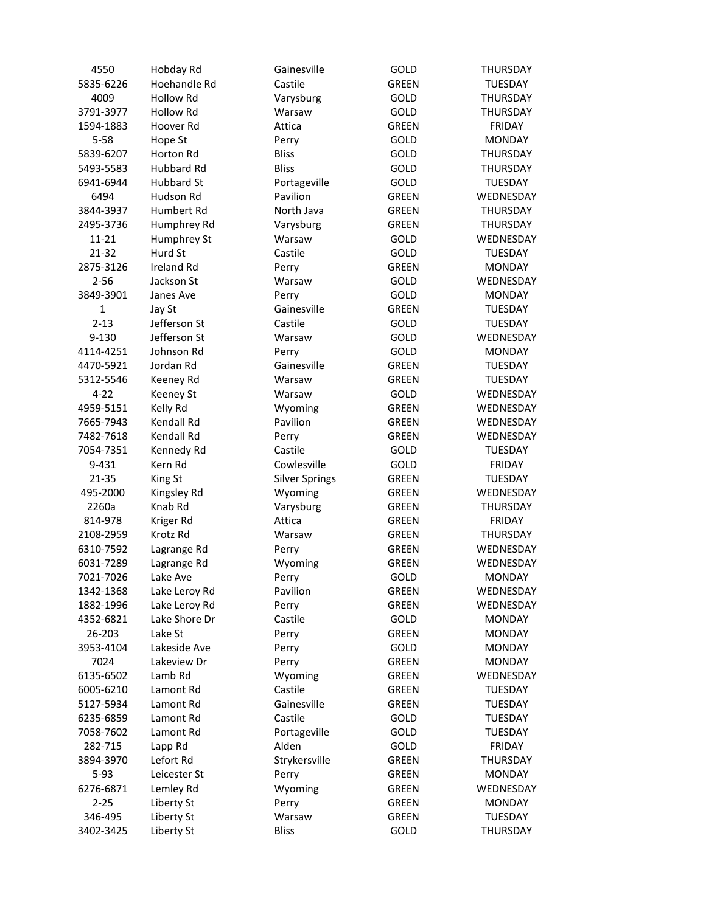| | | | | |
|---|---|---|---|---|
| 4550 | Hobday Rd | Gainesville | GOLD | THURSDAY |
| 5835-6226 | Hoehandle Rd | Castile | GREEN | TUESDAY |
| 4009 | Hollow Rd | Varysburg | GOLD | THURSDAY |
| 3791-3977 | Hollow Rd | Warsaw | GOLD | THURSDAY |
| 1594-1883 | Hoover Rd | Attica | GREEN | FRIDAY |
| 5-58 | Hope St | Perry | GOLD | MONDAY |
| 5839-6207 | Horton Rd | Bliss | GOLD | THURSDAY |
| 5493-5583 | Hubbard Rd | Bliss | GOLD | THURSDAY |
| 6941-6944 | Hubbard St | Portageville | GOLD | TUESDAY |
| 6494 | Hudson Rd | Pavilion | GREEN | WEDNESDAY |
| 3844-3937 | Humbert Rd | North Java | GREEN | THURSDAY |
| 2495-3736 | Humphrey Rd | Varysburg | GREEN | THURSDAY |
| 11-21 | Humphrey St | Warsaw | GOLD | WEDNESDAY |
| 21-32 | Hurd St | Castile | GOLD | TUESDAY |
| 2875-3126 | Ireland Rd | Perry | GREEN | MONDAY |
| 2-56 | Jackson St | Warsaw | GOLD | WEDNESDAY |
| 3849-3901 | Janes Ave | Perry | GOLD | MONDAY |
| 1 | Jay St | Gainesville | GREEN | TUESDAY |
| 2-13 | Jefferson St | Castile | GOLD | TUESDAY |
| 9-130 | Jefferson St | Warsaw | GOLD | WEDNESDAY |
| 4114-4251 | Johnson Rd | Perry | GOLD | MONDAY |
| 4470-5921 | Jordan Rd | Gainesville | GREEN | TUESDAY |
| 5312-5546 | Keeney Rd | Warsaw | GREEN | TUESDAY |
| 4-22 | Keeney St | Warsaw | GOLD | WEDNESDAY |
| 4959-5151 | Kelly Rd | Wyoming | GREEN | WEDNESDAY |
| 7665-7943 | Kendall Rd | Pavilion | GREEN | WEDNESDAY |
| 7482-7618 | Kendall Rd | Perry | GREEN | WEDNESDAY |
| 7054-7351 | Kennedy Rd | Castile | GOLD | TUESDAY |
| 9-431 | Kern Rd | Cowlesville | GOLD | FRIDAY |
| 21-35 | King St | Silver Springs | GREEN | TUESDAY |
| 495-2000 | Kingsley Rd | Wyoming | GREEN | WEDNESDAY |
| 2260a | Knab Rd | Varysburg | GREEN | THURSDAY |
| 814-978 | Kriger Rd | Attica | GREEN | FRIDAY |
| 2108-2959 | Krotz Rd | Warsaw | GREEN | THURSDAY |
| 6310-7592 | Lagrange Rd | Perry | GREEN | WEDNESDAY |
| 6031-7289 | Lagrange Rd | Wyoming | GREEN | WEDNESDAY |
| 7021-7026 | Lake Ave | Perry | GOLD | MONDAY |
| 1342-1368 | Lake Leroy Rd | Pavilion | GREEN | WEDNESDAY |
| 1882-1996 | Lake Leroy Rd | Perry | GREEN | WEDNESDAY |
| 4352-6821 | Lake Shore Dr | Castile | GOLD | MONDAY |
| 26-203 | Lake St | Perry | GREEN | MONDAY |
| 3953-4104 | Lakeside Ave | Perry | GOLD | MONDAY |
| 7024 | Lakeview Dr | Perry | GREEN | MONDAY |
| 6135-6502 | Lamb Rd | Wyoming | GREEN | WEDNESDAY |
| 6005-6210 | Lamont Rd | Castile | GREEN | TUESDAY |
| 5127-5934 | Lamont Rd | Gainesville | GREEN | TUESDAY |
| 6235-6859 | Lamont Rd | Castile | GOLD | TUESDAY |
| 7058-7602 | Lamont Rd | Portageville | GOLD | TUESDAY |
| 282-715 | Lapp Rd | Alden | GOLD | FRIDAY |
| 3894-3970 | Lefort Rd | Strykersville | GREEN | THURSDAY |
| 5-93 | Leicester St | Perry | GREEN | MONDAY |
| 6276-6871 | Lemley Rd | Wyoming | GREEN | WEDNESDAY |
| 2-25 | Liberty St | Perry | GREEN | MONDAY |
| 346-495 | Liberty St | Warsaw | GREEN | TUESDAY |
| 3402-3425 | Liberty St | Bliss | GOLD | THURSDAY |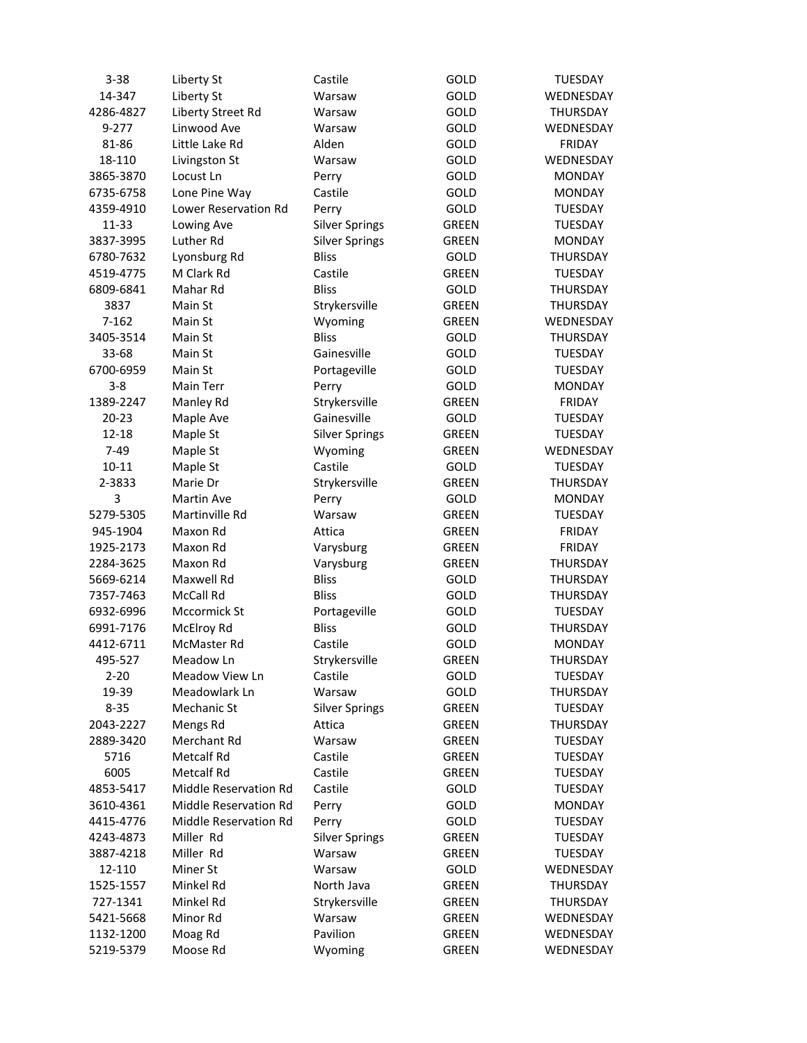| | | | | |
|---|---|---|---|---|
| 3-38 | Liberty St | Castile | GOLD | TUESDAY |
| 14-347 | Liberty St | Warsaw | GOLD | WEDNESDAY |
| 4286-4827 | Liberty Street Rd | Warsaw | GOLD | THURSDAY |
| 9-277 | Linwood Ave | Warsaw | GOLD | WEDNESDAY |
| 81-86 | Little Lake Rd | Alden | GOLD | FRIDAY |
| 18-110 | Livingston St | Warsaw | GOLD | WEDNESDAY |
| 3865-3870 | Locust Ln | Perry | GOLD | MONDAY |
| 6735-6758 | Lone Pine Way | Castile | GOLD | MONDAY |
| 4359-4910 | Lower Reservation Rd | Perry | GOLD | TUESDAY |
| 11-33 | Lowing Ave | Silver Springs | GREEN | TUESDAY |
| 3837-3995 | Luther Rd | Silver Springs | GREEN | MONDAY |
| 6780-7632 | Lyonsburg Rd | Bliss | GOLD | THURSDAY |
| 4519-4775 | M Clark Rd | Castile | GREEN | TUESDAY |
| 6809-6841 | Mahar Rd | Bliss | GOLD | THURSDAY |
| 3837 | Main St | Strykersville | GREEN | THURSDAY |
| 7-162 | Main St | Wyoming | GREEN | WEDNESDAY |
| 3405-3514 | Main St | Bliss | GOLD | THURSDAY |
| 33-68 | Main St | Gainesville | GOLD | TUESDAY |
| 6700-6959 | Main St | Portageville | GOLD | TUESDAY |
| 3-8 | Main Terr | Perry | GOLD | MONDAY |
| 1389-2247 | Manley Rd | Strykersville | GREEN | FRIDAY |
| 20-23 | Maple Ave | Gainesville | GOLD | TUESDAY |
| 12-18 | Maple St | Silver Springs | GREEN | TUESDAY |
| 7-49 | Maple St | Wyoming | GREEN | WEDNESDAY |
| 10-11 | Maple St | Castile | GOLD | TUESDAY |
| 2-3833 | Marie Dr | Strykersville | GREEN | THURSDAY |
| 3 | Martin Ave | Perry | GOLD | MONDAY |
| 5279-5305 | Martinville Rd | Warsaw | GREEN | TUESDAY |
| 945-1904 | Maxon Rd | Attica | GREEN | FRIDAY |
| 1925-2173 | Maxon Rd | Varysburg | GREEN | FRIDAY |
| 2284-3625 | Maxon Rd | Varysburg | GREEN | THURSDAY |
| 5669-6214 | Maxwell Rd | Bliss | GOLD | THURSDAY |
| 7357-7463 | McCall Rd | Bliss | GOLD | THURSDAY |
| 6932-6996 | Mccormick St | Portageville | GOLD | TUESDAY |
| 6991-7176 | McElroy Rd | Bliss | GOLD | THURSDAY |
| 4412-6711 | McMaster Rd | Castile | GOLD | MONDAY |
| 495-527 | Meadow Ln | Strykersville | GREEN | THURSDAY |
| 2-20 | Meadow View Ln | Castile | GOLD | TUESDAY |
| 19-39 | Meadowlark Ln | Warsaw | GOLD | THURSDAY |
| 8-35 | Mechanic St | Silver Springs | GREEN | TUESDAY |
| 2043-2227 | Mengs Rd | Attica | GREEN | THURSDAY |
| 2889-3420 | Merchant Rd | Warsaw | GREEN | TUESDAY |
| 5716 | Metcalf Rd | Castile | GREEN | TUESDAY |
| 6005 | Metcalf Rd | Castile | GREEN | TUESDAY |
| 4853-5417 | Middle Reservation Rd | Castile | GOLD | TUESDAY |
| 3610-4361 | Middle Reservation Rd | Perry | GOLD | MONDAY |
| 4415-4776 | Middle Reservation Rd | Perry | GOLD | TUESDAY |
| 4243-4873 | Miller Rd | Silver Springs | GREEN | TUESDAY |
| 3887-4218 | Miller Rd | Warsaw | GREEN | TUESDAY |
| 12-110 | Miner St | Warsaw | GOLD | WEDNESDAY |
| 1525-1557 | Minkel Rd | North Java | GREEN | THURSDAY |
| 727-1341 | Minkel Rd | Strykersville | GREEN | THURSDAY |
| 5421-5668 | Minor Rd | Warsaw | GREEN | WEDNESDAY |
| 1132-1200 | Moag Rd | Pavilion | GREEN | WEDNESDAY |
| 5219-5379 | Moose Rd | Wyoming | GREEN | WEDNESDAY |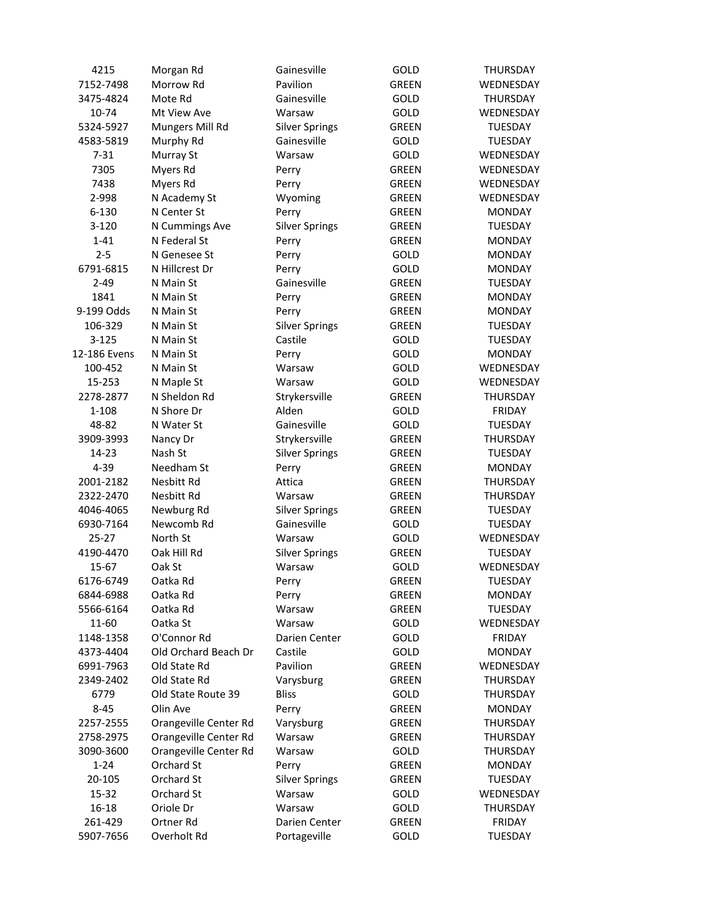| | | | | |
|---|---|---|---|---|
| 4215 | Morgan Rd | Gainesville | GOLD | THURSDAY |
| 7152-7498 | Morrow Rd | Pavilion | GREEN | WEDNESDAY |
| 3475-4824 | Mote Rd | Gainesville | GOLD | THURSDAY |
| 10-74 | Mt View Ave | Warsaw | GOLD | WEDNESDAY |
| 5324-5927 | Mungers Mill Rd | Silver Springs | GREEN | TUESDAY |
| 4583-5819 | Murphy Rd | Gainesville | GOLD | TUESDAY |
| 7-31 | Murray St | Warsaw | GOLD | WEDNESDAY |
| 7305 | Myers Rd | Perry | GREEN | WEDNESDAY |
| 7438 | Myers Rd | Perry | GREEN | WEDNESDAY |
| 2-998 | N Academy St | Wyoming | GREEN | WEDNESDAY |
| 6-130 | N Center St | Perry | GREEN | MONDAY |
| 3-120 | N Cummings Ave | Silver Springs | GREEN | TUESDAY |
| 1-41 | N Federal St | Perry | GREEN | MONDAY |
| 2-5 | N Genesee St | Perry | GOLD | MONDAY |
| 6791-6815 | N Hillcrest Dr | Perry | GOLD | MONDAY |
| 2-49 | N Main St | Gainesville | GREEN | TUESDAY |
| 1841 | N Main St | Perry | GREEN | MONDAY |
| 9-199 Odds | N Main St | Perry | GREEN | MONDAY |
| 106-329 | N Main St | Silver Springs | GREEN | TUESDAY |
| 3-125 | N Main St | Castile | GOLD | TUESDAY |
| 12-186 Evens | N Main St | Perry | GOLD | MONDAY |
| 100-452 | N Main St | Warsaw | GOLD | WEDNESDAY |
| 15-253 | N Maple St | Warsaw | GOLD | WEDNESDAY |
| 2278-2877 | N Sheldon Rd | Strykersville | GREEN | THURSDAY |
| 1-108 | N Shore Dr | Alden | GOLD | FRIDAY |
| 48-82 | N Water St | Gainesville | GOLD | TUESDAY |
| 3909-3993 | Nancy Dr | Strykersville | GREEN | THURSDAY |
| 14-23 | Nash St | Silver Springs | GREEN | TUESDAY |
| 4-39 | Needham St | Perry | GREEN | MONDAY |
| 2001-2182 | Nesbitt Rd | Attica | GREEN | THURSDAY |
| 2322-2470 | Nesbitt Rd | Warsaw | GREEN | THURSDAY |
| 4046-4065 | Newburg Rd | Silver Springs | GREEN | TUESDAY |
| 6930-7164 | Newcomb Rd | Gainesville | GOLD | TUESDAY |
| 25-27 | North St | Warsaw | GOLD | WEDNESDAY |
| 4190-4470 | Oak Hill Rd | Silver Springs | GREEN | TUESDAY |
| 15-67 | Oak St | Warsaw | GOLD | WEDNESDAY |
| 6176-6749 | Oatka Rd | Perry | GREEN | TUESDAY |
| 6844-6988 | Oatka Rd | Perry | GREEN | MONDAY |
| 5566-6164 | Oatka Rd | Warsaw | GREEN | TUESDAY |
| 11-60 | Oatka St | Warsaw | GOLD | WEDNESDAY |
| 1148-1358 | O'Connor Rd | Darien Center | GOLD | FRIDAY |
| 4373-4404 | Old Orchard Beach Dr | Castile | GOLD | MONDAY |
| 6991-7963 | Old State Rd | Pavilion | GREEN | WEDNESDAY |
| 2349-2402 | Old State Rd | Varysburg | GREEN | THURSDAY |
| 6779 | Old State Route 39 | Bliss | GOLD | THURSDAY |
| 8-45 | Olin Ave | Perry | GREEN | MONDAY |
| 2257-2555 | Orangeville Center Rd | Varysburg | GREEN | THURSDAY |
| 2758-2975 | Orangeville Center Rd | Warsaw | GREEN | THURSDAY |
| 3090-3600 | Orangeville Center Rd | Warsaw | GOLD | THURSDAY |
| 1-24 | Orchard St | Perry | GREEN | MONDAY |
| 20-105 | Orchard St | Silver Springs | GREEN | TUESDAY |
| 15-32 | Orchard St | Warsaw | GOLD | WEDNESDAY |
| 16-18 | Oriole Dr | Warsaw | GOLD | THURSDAY |
| 261-429 | Ortner Rd | Darien Center | GREEN | FRIDAY |
| 5907-7656 | Overholt Rd | Portageville | GOLD | TUESDAY |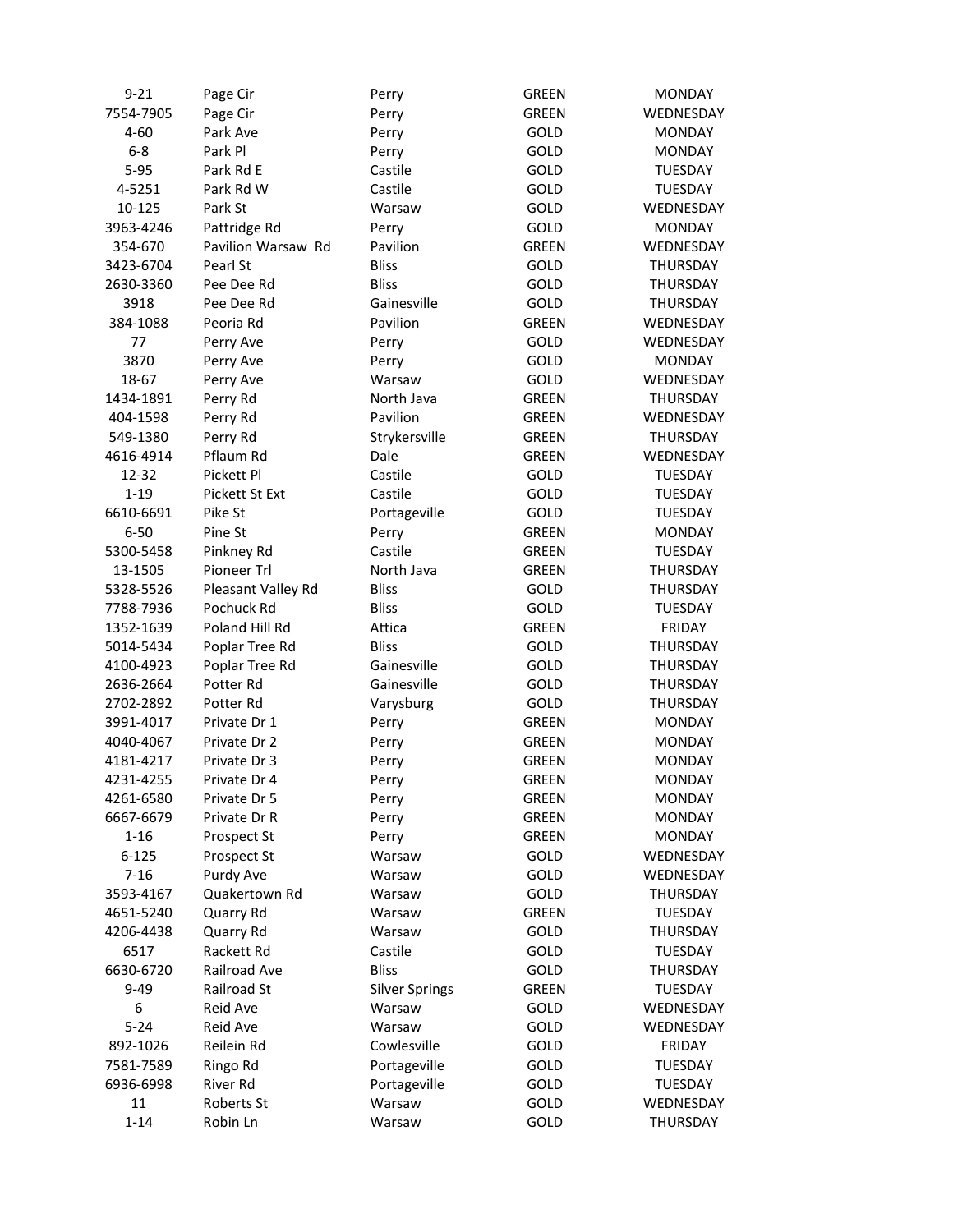| | | | | |
|---|---|---|---|---|
| 9-21 | Page Cir | Perry | GREEN | MONDAY |
| 7554-7905 | Page Cir | Perry | GREEN | WEDNESDAY |
| 4-60 | Park Ave | Perry | GOLD | MONDAY |
| 6-8 | Park Pl | Perry | GOLD | MONDAY |
| 5-95 | Park Rd E | Castile | GOLD | TUESDAY |
| 4-5251 | Park Rd W | Castile | GOLD | TUESDAY |
| 10-125 | Park St | Warsaw | GOLD | WEDNESDAY |
| 3963-4246 | Pattridge Rd | Perry | GOLD | MONDAY |
| 354-670 | Pavilion Warsaw Rd | Pavilion | GREEN | WEDNESDAY |
| 3423-6704 | Pearl St | Bliss | GOLD | THURSDAY |
| 2630-3360 | Pee Dee Rd | Bliss | GOLD | THURSDAY |
| 3918 | Pee Dee Rd | Gainesville | GOLD | THURSDAY |
| 384-1088 | Peoria Rd | Pavilion | GREEN | WEDNESDAY |
| 77 | Perry Ave | Perry | GOLD | WEDNESDAY |
| 3870 | Perry Ave | Perry | GOLD | MONDAY |
| 18-67 | Perry Ave | Warsaw | GOLD | WEDNESDAY |
| 1434-1891 | Perry Rd | North Java | GREEN | THURSDAY |
| 404-1598 | Perry Rd | Pavilion | GREEN | WEDNESDAY |
| 549-1380 | Perry Rd | Strykersville | GREEN | THURSDAY |
| 4616-4914 | Pflaum Rd | Dale | GREEN | WEDNESDAY |
| 12-32 | Pickett Pl | Castile | GOLD | TUESDAY |
| 1-19 | Pickett St Ext | Castile | GOLD | TUESDAY |
| 6610-6691 | Pike St | Portageville | GOLD | TUESDAY |
| 6-50 | Pine St | Perry | GREEN | MONDAY |
| 5300-5458 | Pinkney Rd | Castile | GREEN | TUESDAY |
| 13-1505 | Pioneer Trl | North Java | GREEN | THURSDAY |
| 5328-5526 | Pleasant Valley Rd | Bliss | GOLD | THURSDAY |
| 7788-7936 | Pochuck Rd | Bliss | GOLD | TUESDAY |
| 1352-1639 | Poland Hill Rd | Attica | GREEN | FRIDAY |
| 5014-5434 | Poplar Tree Rd | Bliss | GOLD | THURSDAY |
| 4100-4923 | Poplar Tree Rd | Gainesville | GOLD | THURSDAY |
| 2636-2664 | Potter Rd | Gainesville | GOLD | THURSDAY |
| 2702-2892 | Potter Rd | Varysburg | GOLD | THURSDAY |
| 3991-4017 | Private Dr 1 | Perry | GREEN | MONDAY |
| 4040-4067 | Private Dr 2 | Perry | GREEN | MONDAY |
| 4181-4217 | Private Dr 3 | Perry | GREEN | MONDAY |
| 4231-4255 | Private Dr 4 | Perry | GREEN | MONDAY |
| 4261-6580 | Private Dr 5 | Perry | GREEN | MONDAY |
| 6667-6679 | Private Dr R | Perry | GREEN | MONDAY |
| 1-16 | Prospect St | Perry | GREEN | MONDAY |
| 6-125 | Prospect St | Warsaw | GOLD | WEDNESDAY |
| 7-16 | Purdy Ave | Warsaw | GOLD | WEDNESDAY |
| 3593-4167 | Quakertown Rd | Warsaw | GOLD | THURSDAY |
| 4651-5240 | Quarry Rd | Warsaw | GREEN | TUESDAY |
| 4206-4438 | Quarry Rd | Warsaw | GOLD | THURSDAY |
| 6517 | Rackett Rd | Castile | GOLD | TUESDAY |
| 6630-6720 | Railroad Ave | Bliss | GOLD | THURSDAY |
| 9-49 | Railroad St | Silver Springs | GREEN | TUESDAY |
| 6 | Reid Ave | Warsaw | GOLD | WEDNESDAY |
| 5-24 | Reid Ave | Warsaw | GOLD | WEDNESDAY |
| 892-1026 | Reilein Rd | Cowlesville | GOLD | FRIDAY |
| 7581-7589 | Ringo Rd | Portageville | GOLD | TUESDAY |
| 6936-6998 | River Rd | Portageville | GOLD | TUESDAY |
| 11 | Roberts St | Warsaw | GOLD | WEDNESDAY |
| 1-14 | Robin Ln | Warsaw | GOLD | THURSDAY |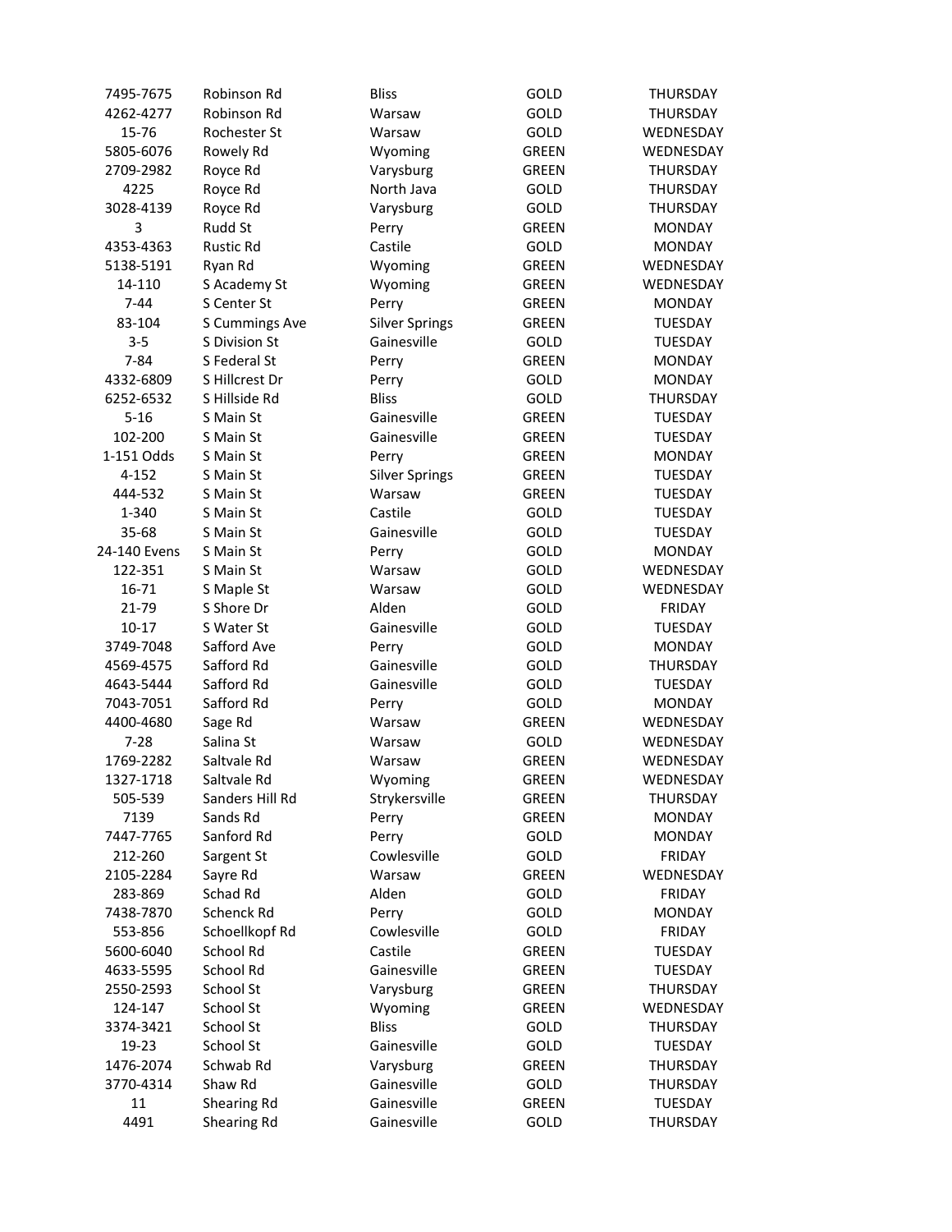| | | | | |
|---|---|---|---|---|
| 7495-7675 | Robinson Rd | Bliss | GOLD | THURSDAY |
| 4262-4277 | Robinson Rd | Warsaw | GOLD | THURSDAY |
| 15-76 | Rochester St | Warsaw | GOLD | WEDNESDAY |
| 5805-6076 | Rowely Rd | Wyoming | GREEN | WEDNESDAY |
| 2709-2982 | Royce Rd | Varysburg | GREEN | THURSDAY |
| 4225 | Royce Rd | North Java | GOLD | THURSDAY |
| 3028-4139 | Royce Rd | Varysburg | GOLD | THURSDAY |
| 3 | Rudd St | Perry | GREEN | MONDAY |
| 4353-4363 | Rustic Rd | Castile | GOLD | MONDAY |
| 5138-5191 | Ryan Rd | Wyoming | GREEN | WEDNESDAY |
| 14-110 | S Academy St | Wyoming | GREEN | WEDNESDAY |
| 7-44 | S Center St | Perry | GREEN | MONDAY |
| 83-104 | S Cummings Ave | Silver Springs | GREEN | TUESDAY |
| 3-5 | S Division St | Gainesville | GOLD | TUESDAY |
| 7-84 | S Federal St | Perry | GREEN | MONDAY |
| 4332-6809 | S Hillcrest Dr | Perry | GOLD | MONDAY |
| 6252-6532 | S Hillside Rd | Bliss | GOLD | THURSDAY |
| 5-16 | S Main St | Gainesville | GREEN | TUESDAY |
| 102-200 | S Main St | Gainesville | GREEN | TUESDAY |
| 1-151 Odds | S Main St | Perry | GREEN | MONDAY |
| 4-152 | S Main St | Silver Springs | GREEN | TUESDAY |
| 444-532 | S Main St | Warsaw | GREEN | TUESDAY |
| 1-340 | S Main St | Castile | GOLD | TUESDAY |
| 35-68 | S Main St | Gainesville | GOLD | TUESDAY |
| 24-140 Evens | S Main St | Perry | GOLD | MONDAY |
| 122-351 | S Main St | Warsaw | GOLD | WEDNESDAY |
| 16-71 | S Maple St | Warsaw | GOLD | WEDNESDAY |
| 21-79 | S Shore Dr | Alden | GOLD | FRIDAY |
| 10-17 | S Water St | Gainesville | GOLD | TUESDAY |
| 3749-7048 | Safford Ave | Perry | GOLD | MONDAY |
| 4569-4575 | Safford Rd | Gainesville | GOLD | THURSDAY |
| 4643-5444 | Safford Rd | Gainesville | GOLD | TUESDAY |
| 7043-7051 | Safford Rd | Perry | GOLD | MONDAY |
| 4400-4680 | Sage Rd | Warsaw | GREEN | WEDNESDAY |
| 7-28 | Salina St | Warsaw | GOLD | WEDNESDAY |
| 1769-2282 | Saltvale Rd | Warsaw | GREEN | WEDNESDAY |
| 1327-1718 | Saltvale Rd | Wyoming | GREEN | WEDNESDAY |
| 505-539 | Sanders Hill Rd | Strykersville | GREEN | THURSDAY |
| 7139 | Sands Rd | Perry | GREEN | MONDAY |
| 7447-7765 | Sanford Rd | Perry | GOLD | MONDAY |
| 212-260 | Sargent St | Cowlesville | GOLD | FRIDAY |
| 2105-2284 | Sayre Rd | Warsaw | GREEN | WEDNESDAY |
| 283-869 | Schad Rd | Alden | GOLD | FRIDAY |
| 7438-7870 | Schenck Rd | Perry | GOLD | MONDAY |
| 553-856 | Schoellkopf Rd | Cowlesville | GOLD | FRIDAY |
| 5600-6040 | School Rd | Castile | GREEN | TUESDAY |
| 4633-5595 | School Rd | Gainesville | GREEN | TUESDAY |
| 2550-2593 | School St | Varysburg | GREEN | THURSDAY |
| 124-147 | School St | Wyoming | GREEN | WEDNESDAY |
| 3374-3421 | School St | Bliss | GOLD | THURSDAY |
| 19-23 | School St | Gainesville | GOLD | TUESDAY |
| 1476-2074 | Schwab Rd | Varysburg | GREEN | THURSDAY |
| 3770-4314 | Shaw Rd | Gainesville | GOLD | THURSDAY |
| 11 | Shearing Rd | Gainesville | GREEN | TUESDAY |
| 4491 | Shearing Rd | Gainesville | GOLD | THURSDAY |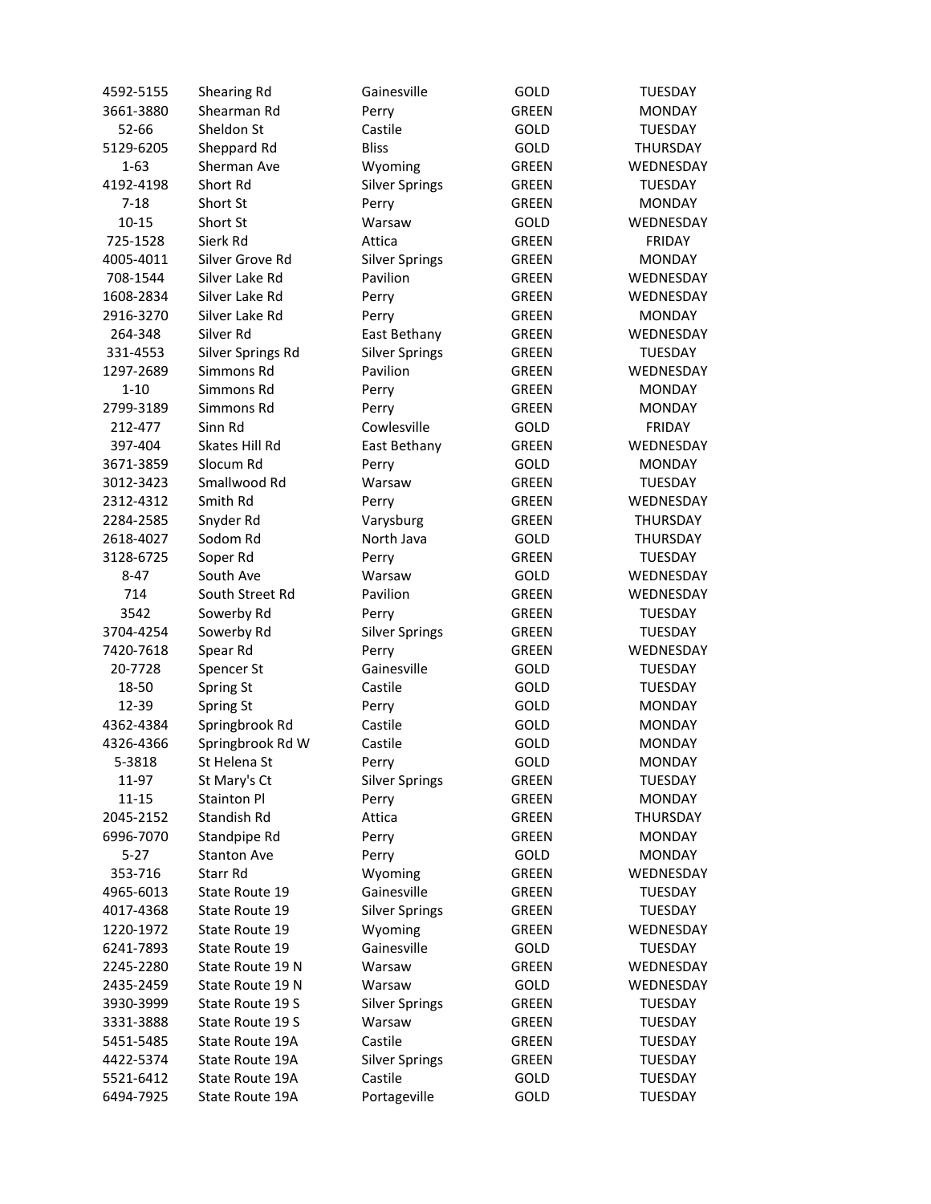| | | | | |
|---|---|---|---|---|
| 4592-5155 | Shearing Rd | Gainesville | GOLD | TUESDAY |
| 3661-3880 | Shearman Rd | Perry | GREEN | MONDAY |
| 52-66 | Sheldon St | Castile | GOLD | TUESDAY |
| 5129-6205 | Sheppard Rd | Bliss | GOLD | THURSDAY |
| 1-63 | Sherman Ave | Wyoming | GREEN | WEDNESDAY |
| 4192-4198 | Short Rd | Silver Springs | GREEN | TUESDAY |
| 7-18 | Short St | Perry | GREEN | MONDAY |
| 10-15 | Short St | Warsaw | GOLD | WEDNESDAY |
| 725-1528 | Sierk Rd | Attica | GREEN | FRIDAY |
| 4005-4011 | Silver Grove Rd | Silver Springs | GREEN | MONDAY |
| 708-1544 | Silver Lake Rd | Pavilion | GREEN | WEDNESDAY |
| 1608-2834 | Silver Lake Rd | Perry | GREEN | WEDNESDAY |
| 2916-3270 | Silver Lake Rd | Perry | GREEN | MONDAY |
| 264-348 | Silver Rd | East Bethany | GREEN | WEDNESDAY |
| 331-4553 | Silver Springs Rd | Silver Springs | GREEN | TUESDAY |
| 1297-2689 | Simmons Rd | Pavilion | GREEN | WEDNESDAY |
| 1-10 | Simmons Rd | Perry | GREEN | MONDAY |
| 2799-3189 | Simmons Rd | Perry | GREEN | MONDAY |
| 212-477 | Sinn Rd | Cowlesville | GOLD | FRIDAY |
| 397-404 | Skates Hill Rd | East Bethany | GREEN | WEDNESDAY |
| 3671-3859 | Slocum Rd | Perry | GOLD | MONDAY |
| 3012-3423 | Smallwood Rd | Warsaw | GREEN | TUESDAY |
| 2312-4312 | Smith Rd | Perry | GREEN | WEDNESDAY |
| 2284-2585 | Snyder Rd | Varysburg | GREEN | THURSDAY |
| 2618-4027 | Sodom Rd | North Java | GOLD | THURSDAY |
| 3128-6725 | Soper Rd | Perry | GREEN | TUESDAY |
| 8-47 | South Ave | Warsaw | GOLD | WEDNESDAY |
| 714 | South Street Rd | Pavilion | GREEN | WEDNESDAY |
| 3542 | Sowerby Rd | Perry | GREEN | TUESDAY |
| 3704-4254 | Sowerby Rd | Silver Springs | GREEN | TUESDAY |
| 7420-7618 | Spear Rd | Perry | GREEN | WEDNESDAY |
| 20-7728 | Spencer St | Gainesville | GOLD | TUESDAY |
| 18-50 | Spring St | Castile | GOLD | TUESDAY |
| 12-39 | Spring St | Perry | GOLD | MONDAY |
| 4362-4384 | Springbrook Rd | Castile | GOLD | MONDAY |
| 4326-4366 | Springbrook Rd W | Castile | GOLD | MONDAY |
| 5-3818 | St Helena St | Perry | GOLD | MONDAY |
| 11-97 | St Mary's Ct | Silver Springs | GREEN | TUESDAY |
| 11-15 | Stainton Pl | Perry | GREEN | MONDAY |
| 2045-2152 | Standish Rd | Attica | GREEN | THURSDAY |
| 6996-7070 | Standpipe Rd | Perry | GREEN | MONDAY |
| 5-27 | Stanton Ave | Perry | GOLD | MONDAY |
| 353-716 | Starr Rd | Wyoming | GREEN | WEDNESDAY |
| 4965-6013 | State Route 19 | Gainesville | GREEN | TUESDAY |
| 4017-4368 | State Route 19 | Silver Springs | GREEN | TUESDAY |
| 1220-1972 | State Route 19 | Wyoming | GREEN | WEDNESDAY |
| 6241-7893 | State Route 19 | Gainesville | GOLD | TUESDAY |
| 2245-2280 | State Route 19 N | Warsaw | GREEN | WEDNESDAY |
| 2435-2459 | State Route 19 N | Warsaw | GOLD | WEDNESDAY |
| 3930-3999 | State Route 19 S | Silver Springs | GREEN | TUESDAY |
| 3331-3888 | State Route 19 S | Warsaw | GREEN | TUESDAY |
| 5451-5485 | State Route 19A | Castile | GREEN | TUESDAY |
| 4422-5374 | State Route 19A | Silver Springs | GREEN | TUESDAY |
| 5521-6412 | State Route 19A | Castile | GOLD | TUESDAY |
| 6494-7925 | State Route 19A | Portageville | GOLD | TUESDAY |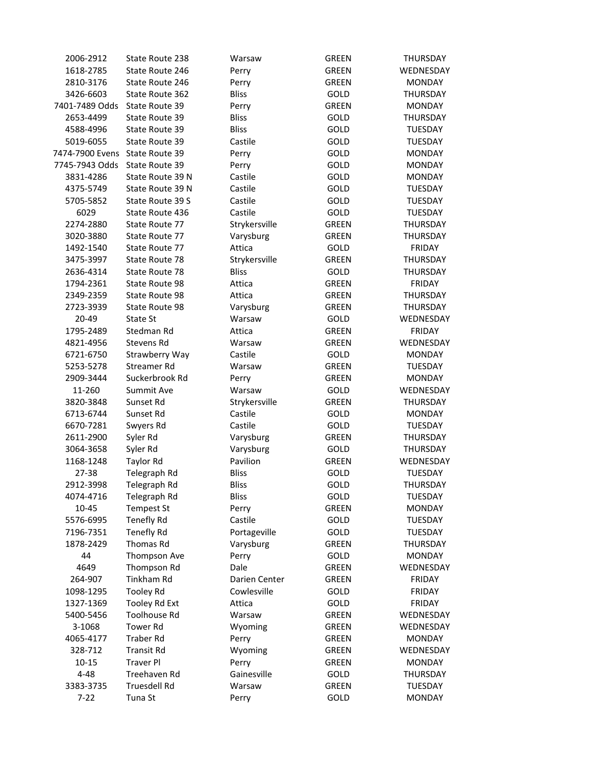| | | | | |
|---|---|---|---|---|
| 2006-2912 | State Route 238 | Warsaw | GREEN | THURSDAY |
| 1618-2785 | State Route 246 | Perry | GREEN | WEDNESDAY |
| 2810-3176 | State Route 246 | Perry | GREEN | MONDAY |
| 3426-6603 | State Route 362 | Bliss | GOLD | THURSDAY |
| 7401-7489 Odds | State Route 39 | Perry | GREEN | MONDAY |
| 2653-4499 | State Route 39 | Bliss | GOLD | THURSDAY |
| 4588-4996 | State Route 39 | Bliss | GOLD | TUESDAY |
| 5019-6055 | State Route 39 | Castile | GOLD | TUESDAY |
| 7474-7900 Evens | State Route 39 | Perry | GOLD | MONDAY |
| 7745-7943 Odds | State Route 39 | Perry | GOLD | MONDAY |
| 3831-4286 | State Route 39 N | Castile | GOLD | MONDAY |
| 4375-5749 | State Route 39 N | Castile | GOLD | TUESDAY |
| 5705-5852 | State Route 39 S | Castile | GOLD | TUESDAY |
| 6029 | State Route 436 | Castile | GOLD | TUESDAY |
| 2274-2880 | State Route 77 | Strykersville | GREEN | THURSDAY |
| 3020-3880 | State Route 77 | Varysburg | GREEN | THURSDAY |
| 1492-1540 | State Route 77 | Attica | GOLD | FRIDAY |
| 3475-3997 | State Route 78 | Strykersville | GREEN | THURSDAY |
| 2636-4314 | State Route 78 | Bliss | GOLD | THURSDAY |
| 1794-2361 | State Route 98 | Attica | GREEN | FRIDAY |
| 2349-2359 | State Route 98 | Attica | GREEN | THURSDAY |
| 2723-3939 | State Route 98 | Varysburg | GREEN | THURSDAY |
| 20-49 | State St | Warsaw | GOLD | WEDNESDAY |
| 1795-2489 | Stedman Rd | Attica | GREEN | FRIDAY |
| 4821-4956 | Stevens Rd | Warsaw | GREEN | WEDNESDAY |
| 6721-6750 | Strawberry Way | Castile | GOLD | MONDAY |
| 5253-5278 | Streamer Rd | Warsaw | GREEN | TUESDAY |
| 2909-3444 | Suckerbrook Rd | Perry | GREEN | MONDAY |
| 11-260 | Summit Ave | Warsaw | GOLD | WEDNESDAY |
| 3820-3848 | Sunset Rd | Strykersville | GREEN | THURSDAY |
| 6713-6744 | Sunset Rd | Castile | GOLD | MONDAY |
| 6670-7281 | Swyers Rd | Castile | GOLD | TUESDAY |
| 2611-2900 | Syler Rd | Varysburg | GREEN | THURSDAY |
| 3064-3658 | Syler Rd | Varysburg | GOLD | THURSDAY |
| 1168-1248 | Taylor Rd | Pavilion | GREEN | WEDNESDAY |
| 27-38 | Telegraph Rd | Bliss | GOLD | TUESDAY |
| 2912-3998 | Telegraph Rd | Bliss | GOLD | THURSDAY |
| 4074-4716 | Telegraph Rd | Bliss | GOLD | TUESDAY |
| 10-45 | Tempest St | Perry | GREEN | MONDAY |
| 5576-6995 | Tenefly Rd | Castile | GOLD | TUESDAY |
| 7196-7351 | Tenefly Rd | Portageville | GOLD | TUESDAY |
| 1878-2429 | Thomas Rd | Varysburg | GREEN | THURSDAY |
| 44 | Thompson Ave | Perry | GOLD | MONDAY |
| 4649 | Thompson Rd | Dale | GREEN | WEDNESDAY |
| 264-907 | Tinkham Rd | Darien Center | GREEN | FRIDAY |
| 1098-1295 | Tooley Rd | Cowlesville | GOLD | FRIDAY |
| 1327-1369 | Tooley Rd Ext | Attica | GOLD | FRIDAY |
| 5400-5456 | Toolhouse Rd | Warsaw | GREEN | WEDNESDAY |
| 3-1068 | Tower Rd | Wyoming | GREEN | WEDNESDAY |
| 4065-4177 | Traber Rd | Perry | GREEN | MONDAY |
| 328-712 | Transit Rd | Wyoming | GREEN | WEDNESDAY |
| 10-15 | Traver Pl | Perry | GREEN | MONDAY |
| 4-48 | Treehaven Rd | Gainesville | GOLD | THURSDAY |
| 3383-3735 | Truesdell Rd | Warsaw | GREEN | TUESDAY |
| 7-22 | Tuna St | Perry | GOLD | MONDAY |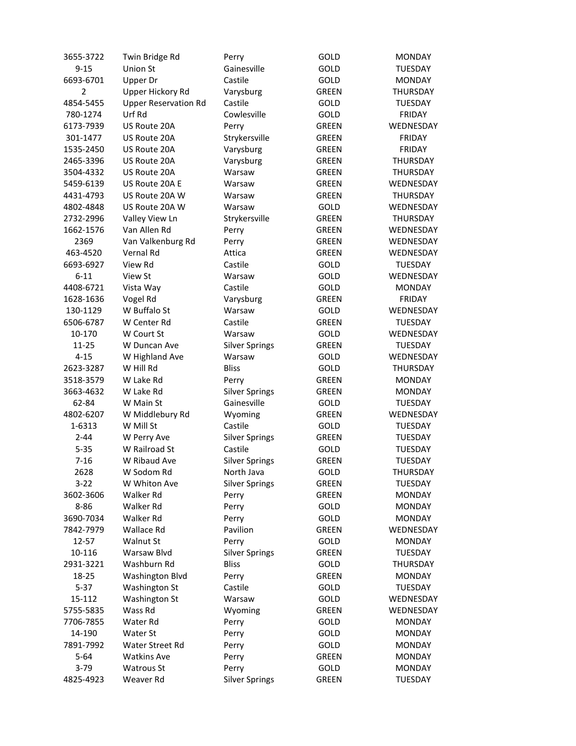| | | | | |
|---|---|---|---|---|
| 3655-3722 | Twin Bridge Rd | Perry | GOLD | MONDAY |
| 9-15 | Union St | Gainesville | GOLD | TUESDAY |
| 6693-6701 | Upper Dr | Castile | GOLD | MONDAY |
| 2 | Upper Hickory Rd | Varysburg | GREEN | THURSDAY |
| 4854-5455 | Upper Reservation Rd | Castile | GOLD | TUESDAY |
| 780-1274 | Urf Rd | Cowlesville | GOLD | FRIDAY |
| 6173-7939 | US Route 20A | Perry | GREEN | WEDNESDAY |
| 301-1477 | US Route 20A | Strykersville | GREEN | FRIDAY |
| 1535-2450 | US Route 20A | Varysburg | GREEN | FRIDAY |
| 2465-3396 | US Route 20A | Varysburg | GREEN | THURSDAY |
| 3504-4332 | US Route 20A | Warsaw | GREEN | THURSDAY |
| 5459-6139 | US Route 20A E | Warsaw | GREEN | WEDNESDAY |
| 4431-4793 | US Route 20A W | Warsaw | GREEN | THURSDAY |
| 4802-4848 | US Route 20A W | Warsaw | GOLD | WEDNESDAY |
| 2732-2996 | Valley View Ln | Strykersville | GREEN | THURSDAY |
| 1662-1576 | Van Allen Rd | Perry | GREEN | WEDNESDAY |
| 2369 | Van Valkenburg Rd | Perry | GREEN | WEDNESDAY |
| 463-4520 | Vernal Rd | Attica | GREEN | WEDNESDAY |
| 6693-6927 | View Rd | Castile | GOLD | TUESDAY |
| 6-11 | View St | Warsaw | GOLD | WEDNESDAY |
| 4408-6721 | Vista Way | Castile | GOLD | MONDAY |
| 1628-1636 | Vogel Rd | Varysburg | GREEN | FRIDAY |
| 130-1129 | W Buffalo St | Warsaw | GOLD | WEDNESDAY |
| 6506-6787 | W Center Rd | Castile | GREEN | TUESDAY |
| 10-170 | W Court St | Warsaw | GOLD | WEDNESDAY |
| 11-25 | W Duncan Ave | Silver Springs | GREEN | TUESDAY |
| 4-15 | W Highland Ave | Warsaw | GOLD | WEDNESDAY |
| 2623-3287 | W Hill Rd | Bliss | GOLD | THURSDAY |
| 3518-3579 | W Lake Rd | Perry | GREEN | MONDAY |
| 3663-4632 | W Lake Rd | Silver Springs | GREEN | MONDAY |
| 62-84 | W Main St | Gainesville | GOLD | TUESDAY |
| 4802-6207 | W Middlebury Rd | Wyoming | GREEN | WEDNESDAY |
| 1-6313 | W Mill St | Castile | GOLD | TUESDAY |
| 2-44 | W Perry Ave | Silver Springs | GREEN | TUESDAY |
| 5-35 | W Railroad St | Castile | GOLD | TUESDAY |
| 7-16 | W Ribaud Ave | Silver Springs | GREEN | TUESDAY |
| 2628 | W Sodom Rd | North Java | GOLD | THURSDAY |
| 3-22 | W Whiton Ave | Silver Springs | GREEN | TUESDAY |
| 3602-3606 | Walker Rd | Perry | GREEN | MONDAY |
| 8-86 | Walker Rd | Perry | GOLD | MONDAY |
| 3690-7034 | Walker Rd | Perry | GOLD | MONDAY |
| 7842-7979 | Wallace Rd | Pavilion | GREEN | WEDNESDAY |
| 12-57 | Walnut St | Perry | GOLD | MONDAY |
| 10-116 | Warsaw Blvd | Silver Springs | GREEN | TUESDAY |
| 2931-3221 | Washburn Rd | Bliss | GOLD | THURSDAY |
| 18-25 | Washington Blvd | Perry | GREEN | MONDAY |
| 5-37 | Washington St | Castile | GOLD | TUESDAY |
| 15-112 | Washington St | Warsaw | GOLD | WEDNESDAY |
| 5755-5835 | Wass Rd | Wyoming | GREEN | WEDNESDAY |
| 7706-7855 | Water Rd | Perry | GOLD | MONDAY |
| 14-190 | Water St | Perry | GOLD | MONDAY |
| 7891-7992 | Water Street Rd | Perry | GOLD | MONDAY |
| 5-64 | Watkins Ave | Perry | GREEN | MONDAY |
| 3-79 | Watrous St | Perry | GOLD | MONDAY |
| 4825-4923 | Weaver Rd | Silver Springs | GREEN | TUESDAY |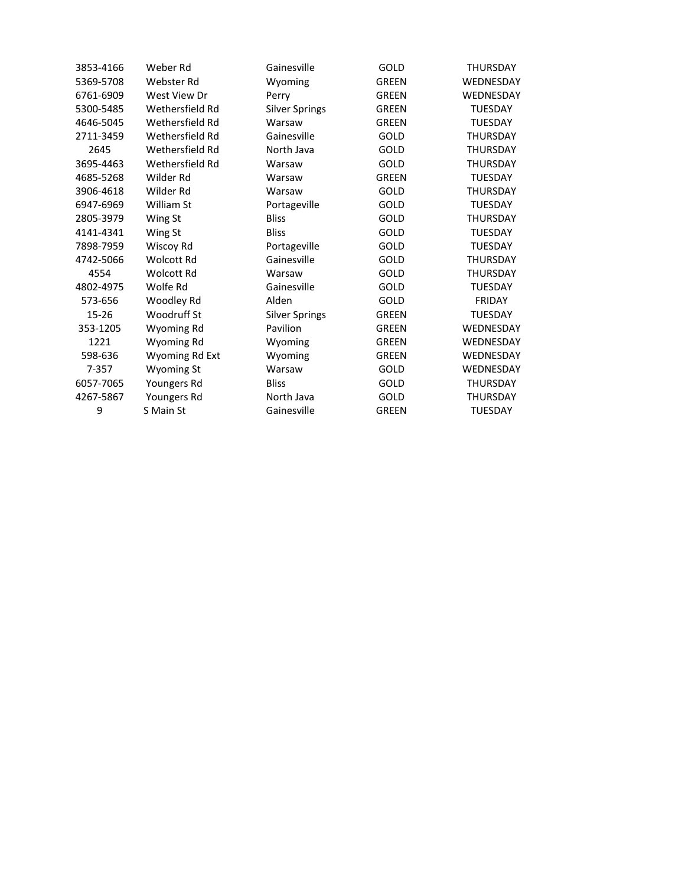| | | | | |
|---|---|---|---|---|
| 3853-4166 | Weber Rd | Gainesville | GOLD | THURSDAY |
| 5369-5708 | Webster Rd | Wyoming | GREEN | WEDNESDAY |
| 6761-6909 | West View Dr | Perry | GREEN | WEDNESDAY |
| 5300-5485 | Wethersfield Rd | Silver Springs | GREEN | TUESDAY |
| 4646-5045 | Wethersfield Rd | Warsaw | GREEN | TUESDAY |
| 2711-3459 | Wethersfield Rd | Gainesville | GOLD | THURSDAY |
| 2645 | Wethersfield Rd | North Java | GOLD | THURSDAY |
| 3695-4463 | Wethersfield Rd | Warsaw | GOLD | THURSDAY |
| 4685-5268 | Wilder Rd | Warsaw | GREEN | TUESDAY |
| 3906-4618 | Wilder Rd | Warsaw | GOLD | THURSDAY |
| 6947-6969 | William St | Portageville | GOLD | TUESDAY |
| 2805-3979 | Wing St | Bliss | GOLD | THURSDAY |
| 4141-4341 | Wing St | Bliss | GOLD | TUESDAY |
| 7898-7959 | Wiscoy Rd | Portageville | GOLD | TUESDAY |
| 4742-5066 | Wolcott Rd | Gainesville | GOLD | THURSDAY |
| 4554 | Wolcott Rd | Warsaw | GOLD | THURSDAY |
| 4802-4975 | Wolfe Rd | Gainesville | GOLD | TUESDAY |
| 573-656 | Woodley Rd | Alden | GOLD | FRIDAY |
| 15-26 | Woodruff St | Silver Springs | GREEN | TUESDAY |
| 353-1205 | Wyoming Rd | Pavilion | GREEN | WEDNESDAY |
| 1221 | Wyoming Rd | Wyoming | GREEN | WEDNESDAY |
| 598-636 | Wyoming Rd Ext | Wyoming | GREEN | WEDNESDAY |
| 7-357 | Wyoming St | Warsaw | GOLD | WEDNESDAY |
| 6057-7065 | Youngers Rd | Bliss | GOLD | THURSDAY |
| 4267-5867 | Youngers Rd | North Java | GOLD | THURSDAY |
| 9 | S Main St | Gainesville | GREEN | TUESDAY |